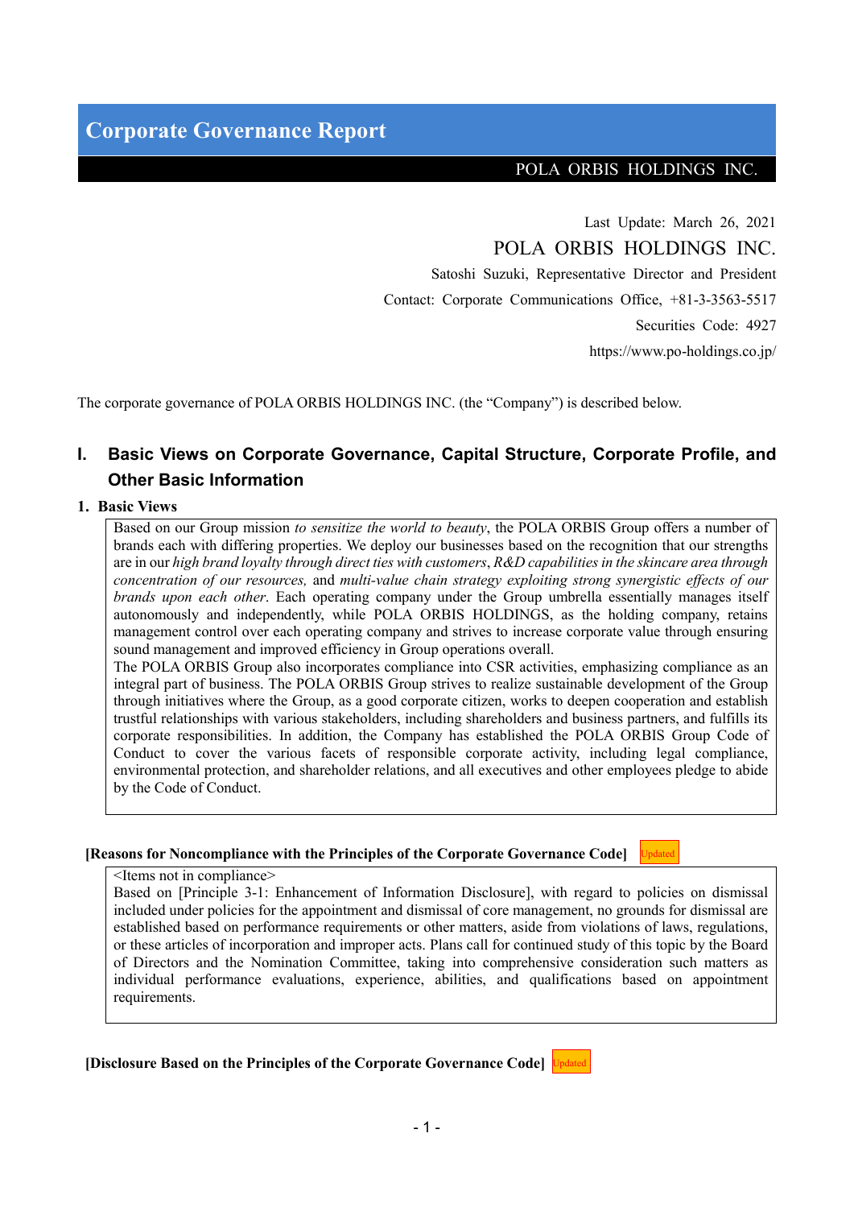# Corporate Governance Report

POLA ORBIS HOLDINGS INC.

Last Update: March 26, 2021

POLA ORBIS HOLDINGS INC.

Satoshi Suzuki, Representative Director and President

Contact: Corporate Communications Office, +81-3-3563-5517

Securities Code: 4927

https://www.po-holdings.co.jp/

The corporate governance of POLA ORBIS HOLDINGS INC. (the "Company") is described below.

## I. Basic Views on Corporate Governance, Capital Structure, Corporate Profile, and Other Basic Information

### 1. Basic Views

Based on our Group mission *to sensitize the world to beauty*, the POLA ORBIS Group offers a number of brands each with differing properties. We deploy our businesses based on the recognition that our strengths are in our *high brand loyalty through direct ties with customers*, *R&D capabilities in the skincare area through concentration of our resources,* and *multi-value chain strategy exploiting strong synergistic effects of our brands upon each other*. Each operating company under the Group umbrella essentially manages itself autonomously and independently, while POLA ORBIS HOLDINGS, as the holding company, retains management control over each operating company and strives to increase corporate value through ensuring sound management and improved efficiency in Group operations overall.

The POLA ORBIS Group also incorporates compliance into CSR activities, emphasizing compliance as an integral part of business. The POLA ORBIS Group strives to realize sustainable development of the Group through initiatives where the Group, as a good corporate citizen, works to deepen cooperation and establish trustful relationships with various stakeholders, including shareholders and business partners, and fulfills its corporate responsibilities. In addition, the Company has established the POLA ORBIS Group Code of Conduct to cover the various facets of responsible corporate activity, including legal compliance, environmental protection, and shareholder relations, and all executives and other employees pledge to abide by the Code of Conduct.

**[Reasons for Noncompliance with the Principles of the Corporate Governance Code]** Updated

<Items not in compliance>

Based on [Principle 3-1: Enhancement of Information Disclosure], with regard to policies on dismissal included under policies for the appointment and dismissal of core management, no grounds for dismissal are established based on performance requirements or other matters, aside from violations of laws, regulations, or these articles of incorporation and improper acts. Plans call for continued study of this topic by the Board of Directors and the Nomination Committee, taking into comprehensive consideration such matters as individual performance evaluations, experience, abilities, and qualifications based on appointment requirements.

**[Disclosure Based on the Principles of the Corporate Governance Code]** Updated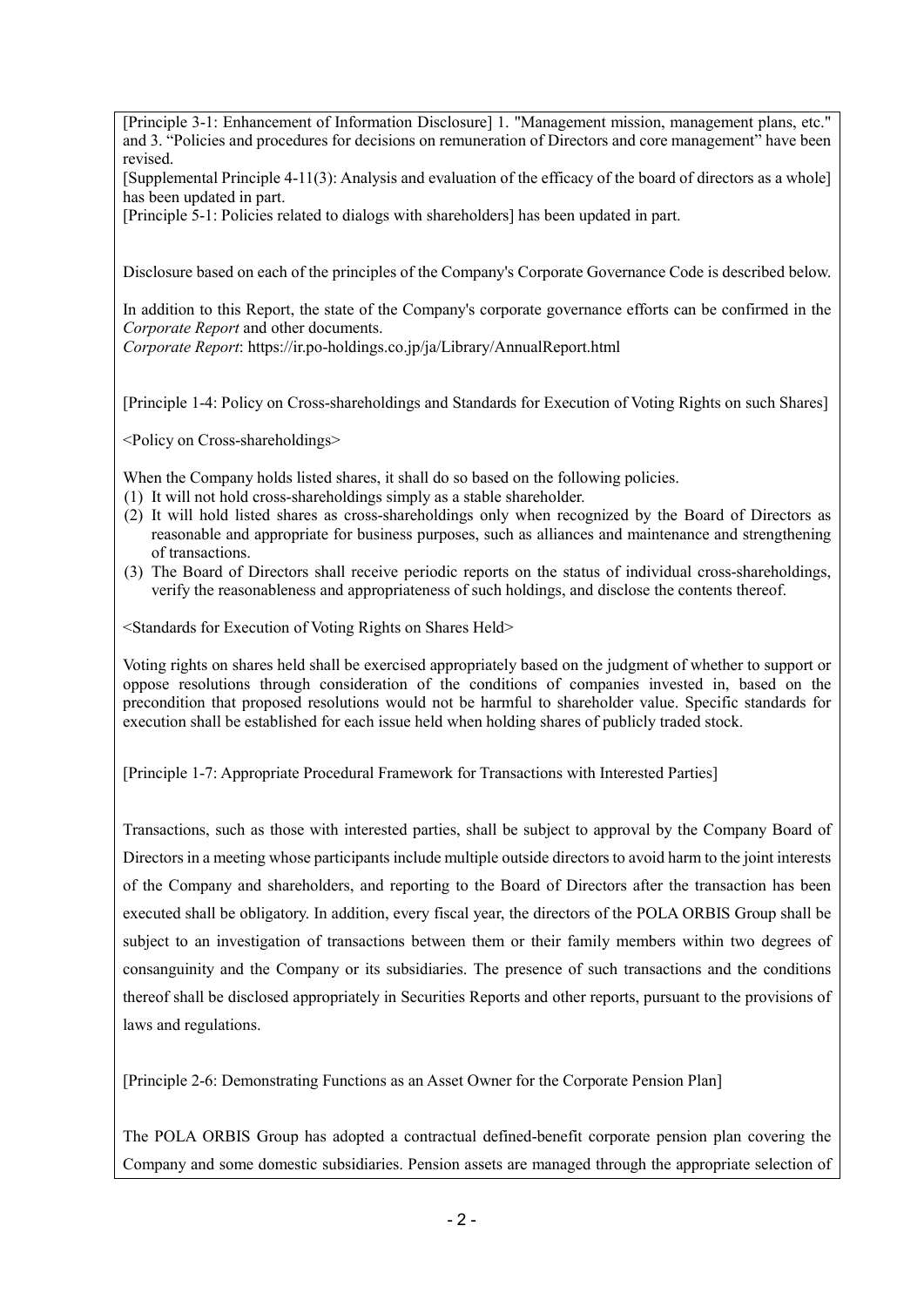[Principle 3-1: Enhancement of Information Disclosure] 1. "Management mission, management plans, etc." and 3. "Policies and procedures for decisions on remuneration of Directors and core management" have been revised.

[Supplemental Principle 4-11(3): Analysis and evaluation of the efficacy of the board of directors as a whole] has been updated in part.

[Principle 5-1: Policies related to dialogs with shareholders] has been updated in part.

Disclosure based on each of the principles of the Company's Corporate Governance Code is described below.

In addition to this Report, the state of the Company's corporate governance efforts can be confirmed in the *Corporate Report* and other documents.

*Corporate Report*: https://ir.po-holdings.co.jp/ja/Library/AnnualReport.html

[Principle 1-4: Policy on Cross-shareholdings and Standards for Execution of Voting Rights on such Shares]

<Policy on Cross-shareholdings>

When the Company holds listed shares, it shall do so based on the following policies.

(1) It will not hold cross-shareholdings simply as a stable shareholder.
(2) It will hold listed shares as cross-shareholdings only when recognized by the Board of Directors as reasonable and appropriate for business purposes, such as alliances and maintenance and strengthening of transactions.
(3) The Board of Directors shall receive periodic reports on the status of individual cross-shareholdings, verify the reasonableness and appropriateness of such holdings, and disclose the contents thereof.

<Standards for Execution of Voting Rights on Shares Held>

Voting rights on shares held shall be exercised appropriately based on the judgment of whether to support or oppose resolutions through consideration of the conditions of companies invested in, based on the precondition that proposed resolutions would not be harmful to shareholder value. Specific standards for execution shall be established for each issue held when holding shares of publicly traded stock.

[Principle 1-7: Appropriate Procedural Framework for Transactions with Interested Parties]

Transactions, such as those with interested parties, shall be subject to approval by the Company Board of Directors in a meeting whose participants include multiple outside directors to avoid harm to the joint interests of the Company and shareholders, and reporting to the Board of Directors after the transaction has been executed shall be obligatory. In addition, every fiscal year, the directors of the POLA ORBIS Group shall be subject to an investigation of transactions between them or their family members within two degrees of consanguinity and the Company or its subsidiaries. The presence of such transactions and the conditions thereof shall be disclosed appropriately in Securities Reports and other reports, pursuant to the provisions of laws and regulations.

[Principle 2-6: Demonstrating Functions as an Asset Owner for the Corporate Pension Plan]

The POLA ORBIS Group has adopted a contractual defined-benefit corporate pension plan covering the Company and some domestic subsidiaries. Pension assets are managed through the appropriate selection of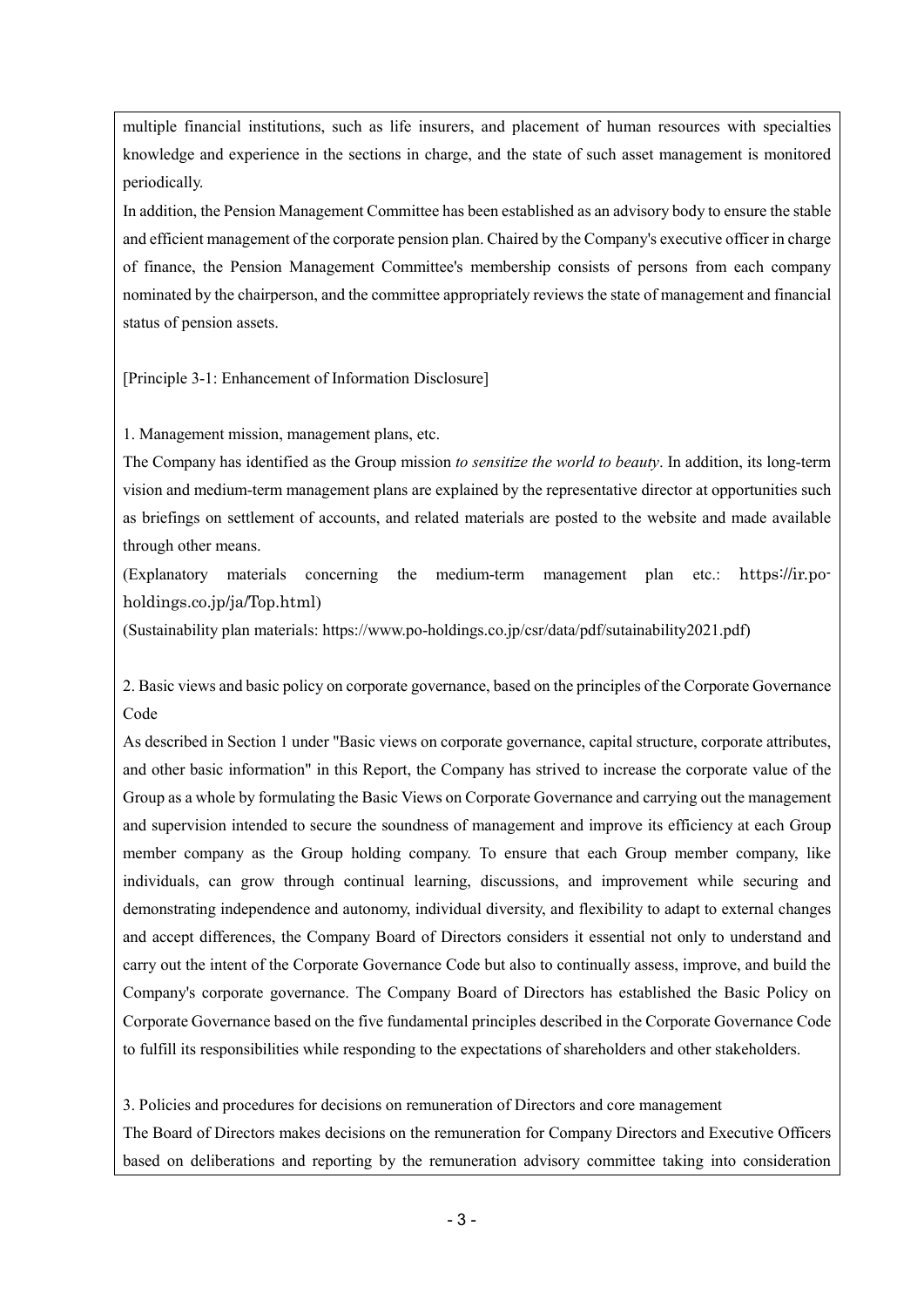multiple financial institutions, such as life insurers, and placement of human resources with specialties knowledge and experience in the sections in charge, and the state of such asset management is monitored periodically.

In addition, the Pension Management Committee has been established as an advisory body to ensure the stable and efficient management of the corporate pension plan. Chaired by the Company's executive officer in charge of finance, the Pension Management Committee's membership consists of persons from each company nominated by the chairperson, and the committee appropriately reviews the state of management and financial status of pension assets.

[Principle 3-1: Enhancement of Information Disclosure]

1. Management mission, management plans, etc.

The Company has identified as the Group mission *to sensitize the world to beauty*. In addition, its long-term vision and medium-term management plans are explained by the representative director at opportunities such as briefings on settlement of accounts, and related materials are posted to the website and made available through other means.

(Explanatory materials concerning the medium-term management plan etc.: https://ir.po-holdings.co.jp/ja/Top.html)

(Sustainability plan materials: https://www.po-holdings.co.jp/csr/data/pdf/sutainability2021.pdf)

2. Basic views and basic policy on corporate governance, based on the principles of the Corporate Governance Code

As described in Section 1 under "Basic views on corporate governance, capital structure, corporate attributes, and other basic information" in this Report, the Company has strived to increase the corporate value of the Group as a whole by formulating the Basic Views on Corporate Governance and carrying out the management and supervision intended to secure the soundness of management and improve its efficiency at each Group member company as the Group holding company. To ensure that each Group member company, like individuals, can grow through continual learning, discussions, and improvement while securing and demonstrating independence and autonomy, individual diversity, and flexibility to adapt to external changes and accept differences, the Company Board of Directors considers it essential not only to understand and carry out the intent of the Corporate Governance Code but also to continually assess, improve, and build the Company's corporate governance. The Company Board of Directors has established the Basic Policy on Corporate Governance based on the five fundamental principles described in the Corporate Governance Code to fulfill its responsibilities while responding to the expectations of shareholders and other stakeholders.

3. Policies and procedures for decisions on remuneration of Directors and core management

The Board of Directors makes decisions on the remuneration for Company Directors and Executive Officers based on deliberations and reporting by the remuneration advisory committee taking into consideration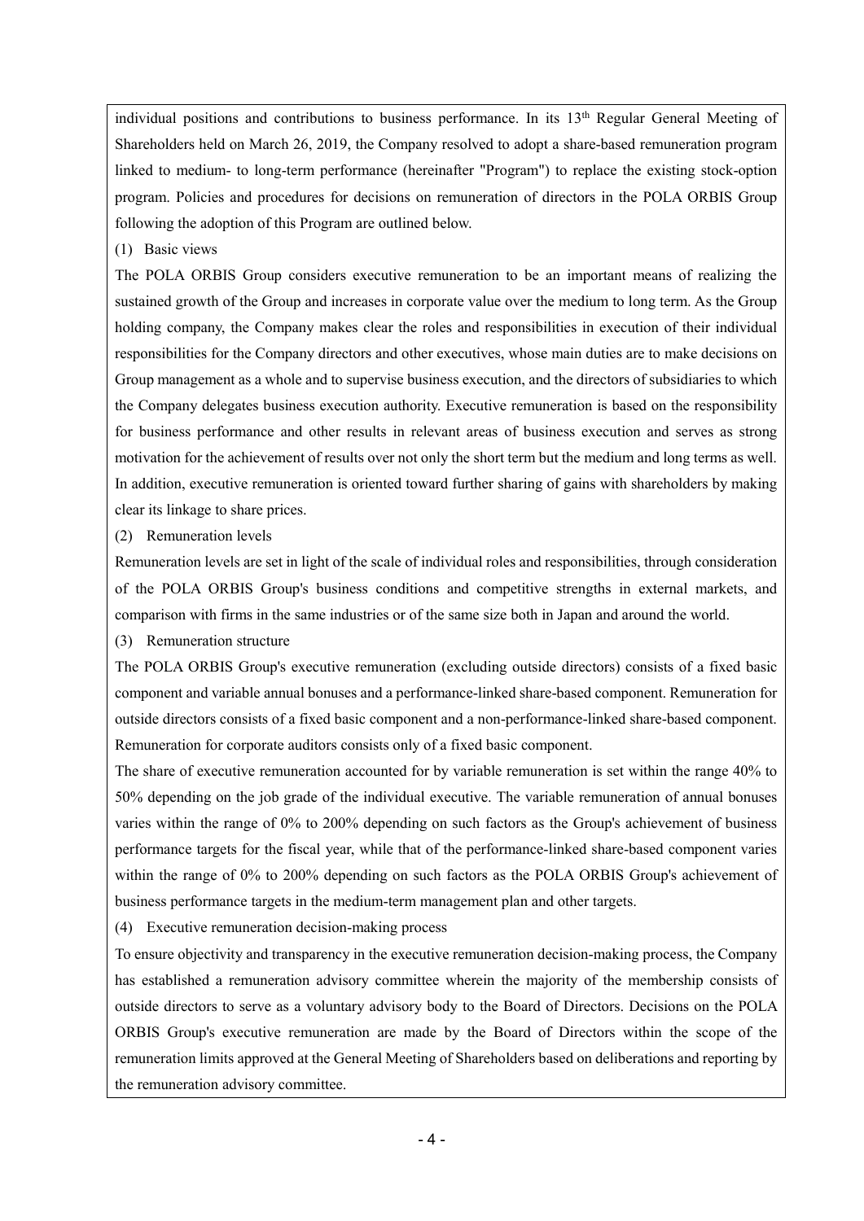individual positions and contributions to business performance. In its 13th Regular General Meeting of Shareholders held on March 26, 2019, the Company resolved to adopt a share-based remuneration program linked to medium- to long-term performance (hereinafter "Program") to replace the existing stock-option program. Policies and procedures for decisions on remuneration of directors in the POLA ORBIS Group following the adoption of this Program are outlined below.

(1) Basic views

The POLA ORBIS Group considers executive remuneration to be an important means of realizing the sustained growth of the Group and increases in corporate value over the medium to long term. As the Group holding company, the Company makes clear the roles and responsibilities in execution of their individual responsibilities for the Company directors and other executives, whose main duties are to make decisions on Group management as a whole and to supervise business execution, and the directors of subsidiaries to which the Company delegates business execution authority. Executive remuneration is based on the responsibility for business performance and other results in relevant areas of business execution and serves as strong motivation for the achievement of results over not only the short term but the medium and long terms as well. In addition, executive remuneration is oriented toward further sharing of gains with shareholders by making clear its linkage to share prices.

(2) Remuneration levels

Remuneration levels are set in light of the scale of individual roles and responsibilities, through consideration of the POLA ORBIS Group's business conditions and competitive strengths in external markets, and comparison with firms in the same industries or of the same size both in Japan and around the world.

(3) Remuneration structure

The POLA ORBIS Group's executive remuneration (excluding outside directors) consists of a fixed basic component and variable annual bonuses and a performance-linked share-based component. Remuneration for outside directors consists of a fixed basic component and a non-performance-linked share-based component. Remuneration for corporate auditors consists only of a fixed basic component.

The share of executive remuneration accounted for by variable remuneration is set within the range 40% to 50% depending on the job grade of the individual executive. The variable remuneration of annual bonuses varies within the range of 0% to 200% depending on such factors as the Group's achievement of business performance targets for the fiscal year, while that of the performance-linked share-based component varies within the range of 0% to 200% depending on such factors as the POLA ORBIS Group's achievement of business performance targets in the medium-term management plan and other targets.

(4) Executive remuneration decision-making process

To ensure objectivity and transparency in the executive remuneration decision-making process, the Company has established a remuneration advisory committee wherein the majority of the membership consists of outside directors to serve as a voluntary advisory body to the Board of Directors. Decisions on the POLA ORBIS Group's executive remuneration are made by the Board of Directors within the scope of the remuneration limits approved at the General Meeting of Shareholders based on deliberations and reporting by the remuneration advisory committee.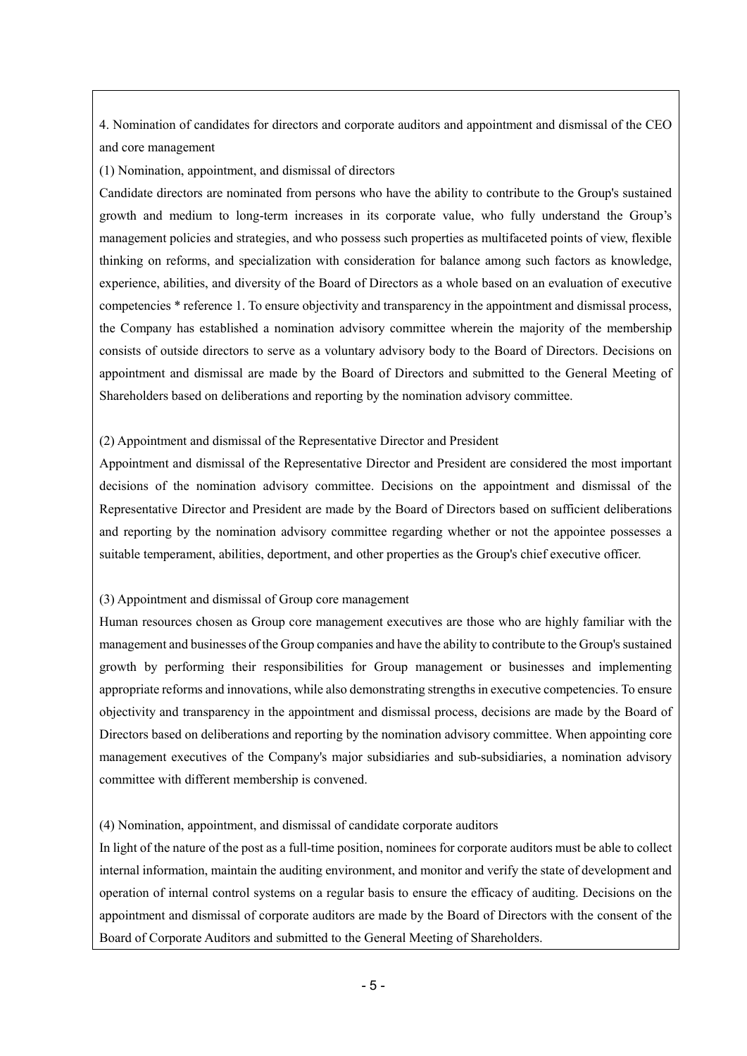4. Nomination of candidates for directors and corporate auditors and appointment and dismissal of the CEO and core management

(1) Nomination, appointment, and dismissal of directors

Candidate directors are nominated from persons who have the ability to contribute to the Group's sustained growth and medium to long-term increases in its corporate value, who fully understand the Group's management policies and strategies, and who possess such properties as multifaceted points of view, flexible thinking on reforms, and specialization with consideration for balance among such factors as knowledge, experience, abilities, and diversity of the Board of Directors as a whole based on an evaluation of executive competencies * reference 1. To ensure objectivity and transparency in the appointment and dismissal process, the Company has established a nomination advisory committee wherein the majority of the membership consists of outside directors to serve as a voluntary advisory body to the Board of Directors. Decisions on appointment and dismissal are made by the Board of Directors and submitted to the General Meeting of Shareholders based on deliberations and reporting by the nomination advisory committee.

(2) Appointment and dismissal of the Representative Director and President

Appointment and dismissal of the Representative Director and President are considered the most important decisions of the nomination advisory committee. Decisions on the appointment and dismissal of the Representative Director and President are made by the Board of Directors based on sufficient deliberations and reporting by the nomination advisory committee regarding whether or not the appointee possesses a suitable temperament, abilities, deportment, and other properties as the Group's chief executive officer.

(3) Appointment and dismissal of Group core management

Human resources chosen as Group core management executives are those who are highly familiar with the management and businesses of the Group companies and have the ability to contribute to the Group's sustained growth by performing their responsibilities for Group management or businesses and implementing appropriate reforms and innovations, while also demonstrating strengths in executive competencies. To ensure objectivity and transparency in the appointment and dismissal process, decisions are made by the Board of Directors based on deliberations and reporting by the nomination advisory committee. When appointing core management executives of the Company's major subsidiaries and sub-subsidiaries, a nomination advisory committee with different membership is convened.

(4) Nomination, appointment, and dismissal of candidate corporate auditors

In light of the nature of the post as a full-time position, nominees for corporate auditors must be able to collect internal information, maintain the auditing environment, and monitor and verify the state of development and operation of internal control systems on a regular basis to ensure the efficacy of auditing. Decisions on the appointment and dismissal of corporate auditors are made by the Board of Directors with the consent of the Board of Corporate Auditors and submitted to the General Meeting of Shareholders.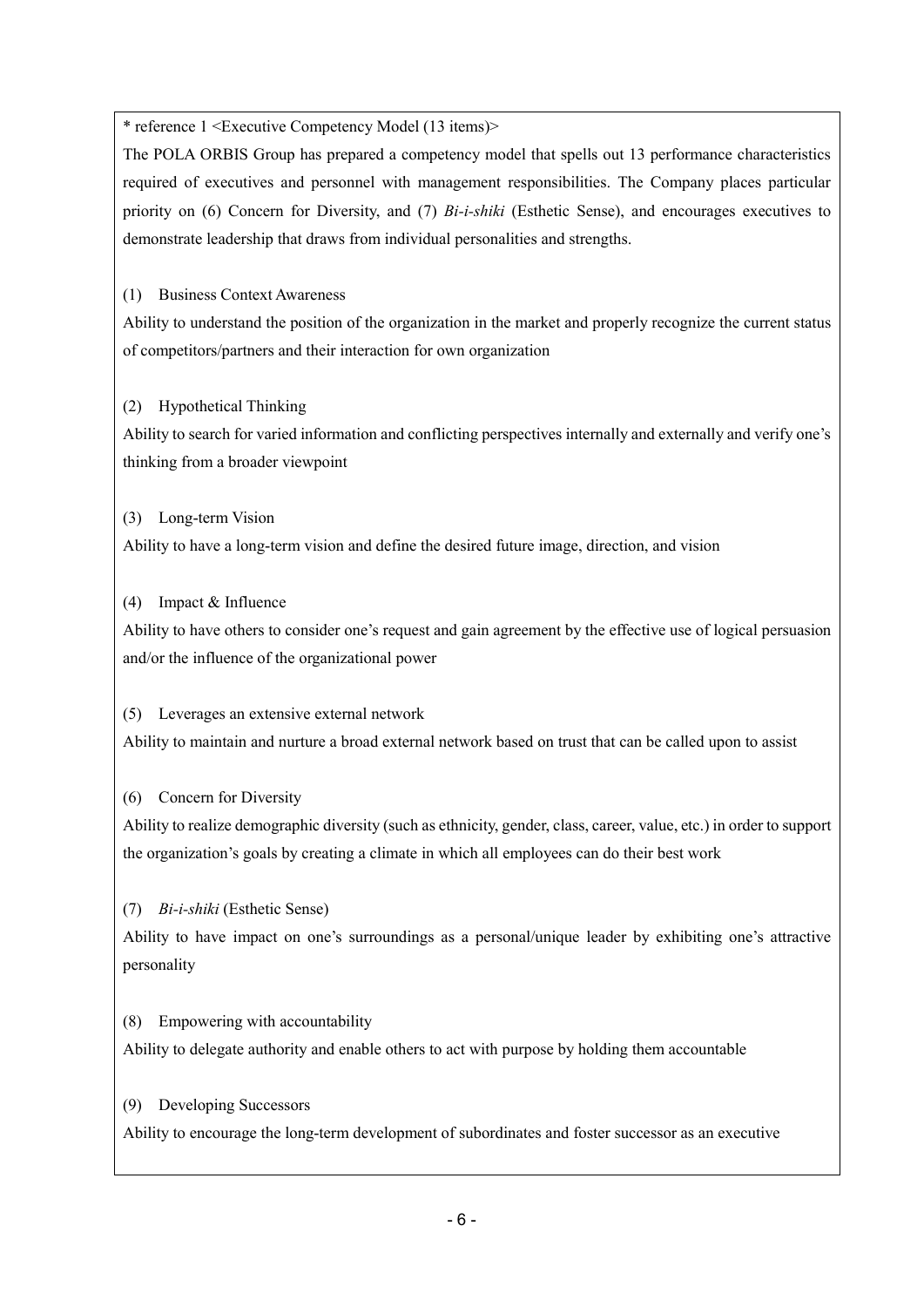* reference 1 <Executive Competency Model (13 items)>

The POLA ORBIS Group has prepared a competency model that spells out 13 performance characteristics required of executives and personnel with management responsibilities. The Company places particular priority on (6) Concern for Diversity, and (7) *Bi-i-shiki* (Esthetic Sense), and encourages executives to demonstrate leadership that draws from individual personalities and strengths.

(1) Business Context Awareness

Ability to understand the position of the organization in the market and properly recognize the current status of competitors/partners and their interaction for own organization

(2) Hypothetical Thinking

Ability to search for varied information and conflicting perspectives internally and externally and verify one's thinking from a broader viewpoint

(3) Long-term Vision

Ability to have a long-term vision and define the desired future image, direction, and vision

(4) Impact & Influence

Ability to have others to consider one's request and gain agreement by the effective use of logical persuasion and/or the influence of the organizational power

(5) Leverages an extensive external network

Ability to maintain and nurture a broad external network based on trust that can be called upon to assist

(6) Concern for Diversity

Ability to realize demographic diversity (such as ethnicity, gender, class, career, value, etc.) in order to support the organization's goals by creating a climate in which all employees can do their best work

(7) *Bi-i-shiki* (Esthetic Sense)

Ability to have impact on one's surroundings as a personal/unique leader by exhibiting one's attractive personality

(8) Empowering with accountability

Ability to delegate authority and enable others to act with purpose by holding them accountable

(9) Developing Successors

Ability to encourage the long-term development of subordinates and foster successor as an executive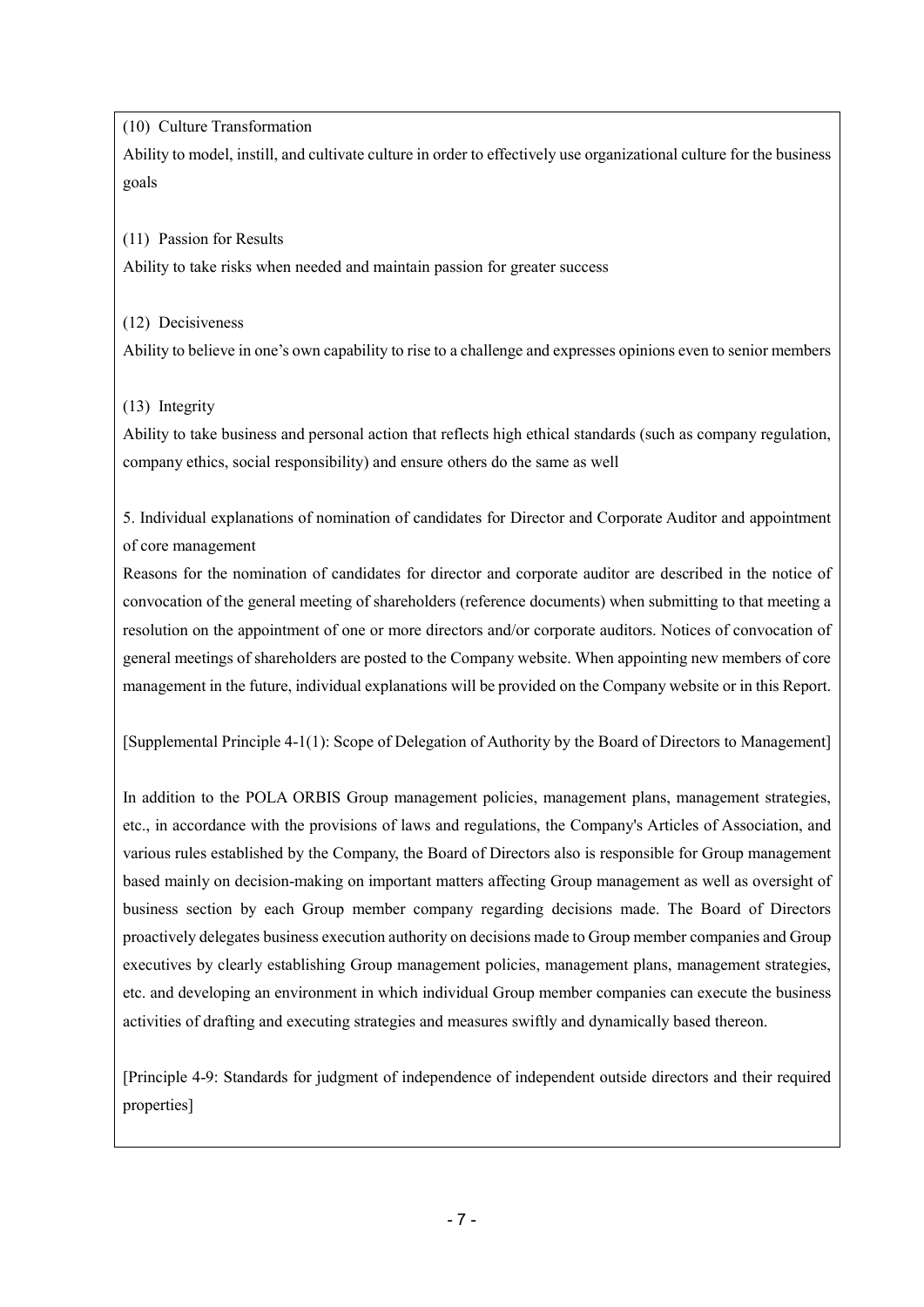(10) Culture Transformation

Ability to model, instill, and cultivate culture in order to effectively use organizational culture for the business goals

(11) Passion for Results

Ability to take risks when needed and maintain passion for greater success

(12) Decisiveness

Ability to believe in one's own capability to rise to a challenge and expresses opinions even to senior members

(13) Integrity

Ability to take business and personal action that reflects high ethical standards (such as company regulation, company ethics, social responsibility) and ensure others do the same as well

5. Individual explanations of nomination of candidates for Director and Corporate Auditor and appointment of core management

Reasons for the nomination of candidates for director and corporate auditor are described in the notice of convocation of the general meeting of shareholders (reference documents) when submitting to that meeting a resolution on the appointment of one or more directors and/or corporate auditors. Notices of convocation of general meetings of shareholders are posted to the Company website. When appointing new members of core management in the future, individual explanations will be provided on the Company website or in this Report.

[Supplemental Principle 4-1(1): Scope of Delegation of Authority by the Board of Directors to Management]

In addition to the POLA ORBIS Group management policies, management plans, management strategies, etc., in accordance with the provisions of laws and regulations, the Company's Articles of Association, and various rules established by the Company, the Board of Directors also is responsible for Group management based mainly on decision-making on important matters affecting Group management as well as oversight of business section by each Group member company regarding decisions made. The Board of Directors proactively delegates business execution authority on decisions made to Group member companies and Group executives by clearly establishing Group management policies, management plans, management strategies, etc. and developing an environment in which individual Group member companies can execute the business activities of drafting and executing strategies and measures swiftly and dynamically based thereon.

[Principle 4-9: Standards for judgment of independence of independent outside directors and their required properties]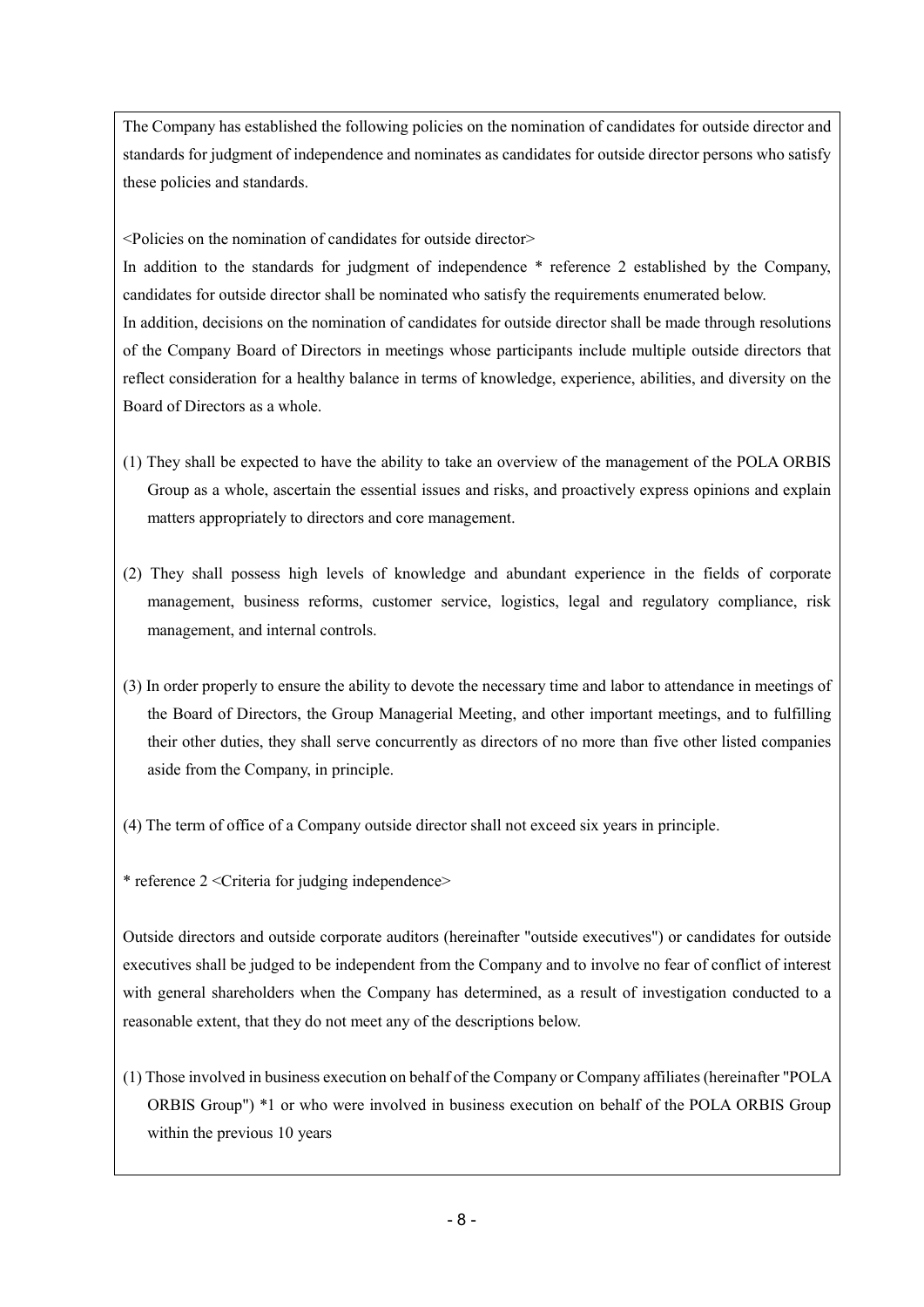The Company has established the following policies on the nomination of candidates for outside director and standards for judgment of independence and nominates as candidates for outside director persons who satisfy these policies and standards.

<Policies on the nomination of candidates for outside director>

In addition to the standards for judgment of independence * reference 2 established by the Company, candidates for outside director shall be nominated who satisfy the requirements enumerated below.

In addition, decisions on the nomination of candidates for outside director shall be made through resolutions of the Company Board of Directors in meetings whose participants include multiple outside directors that reflect consideration for a healthy balance in terms of knowledge, experience, abilities, and diversity on the Board of Directors as a whole.

(1) They shall be expected to have the ability to take an overview of the management of the POLA ORBIS Group as a whole, ascertain the essential issues and risks, and proactively express opinions and explain matters appropriately to directors and core management.

(2) They shall possess high levels of knowledge and abundant experience in the fields of corporate management, business reforms, customer service, logistics, legal and regulatory compliance, risk management, and internal controls.

(3) In order properly to ensure the ability to devote the necessary time and labor to attendance in meetings of the Board of Directors, the Group Managerial Meeting, and other important meetings, and to fulfilling their other duties, they shall serve concurrently as directors of no more than five other listed companies aside from the Company, in principle.

(4) The term of office of a Company outside director shall not exceed six years in principle.

* reference 2 <Criteria for judging independence>

Outside directors and outside corporate auditors (hereinafter "outside executives") or candidates for outside executives shall be judged to be independent from the Company and to involve no fear of conflict of interest with general shareholders when the Company has determined, as a result of investigation conducted to a reasonable extent, that they do not meet any of the descriptions below.

(1) Those involved in business execution on behalf of the Company or Company affiliates (hereinafter "POLA ORBIS Group") *1 or who were involved in business execution on behalf of the POLA ORBIS Group within the previous 10 years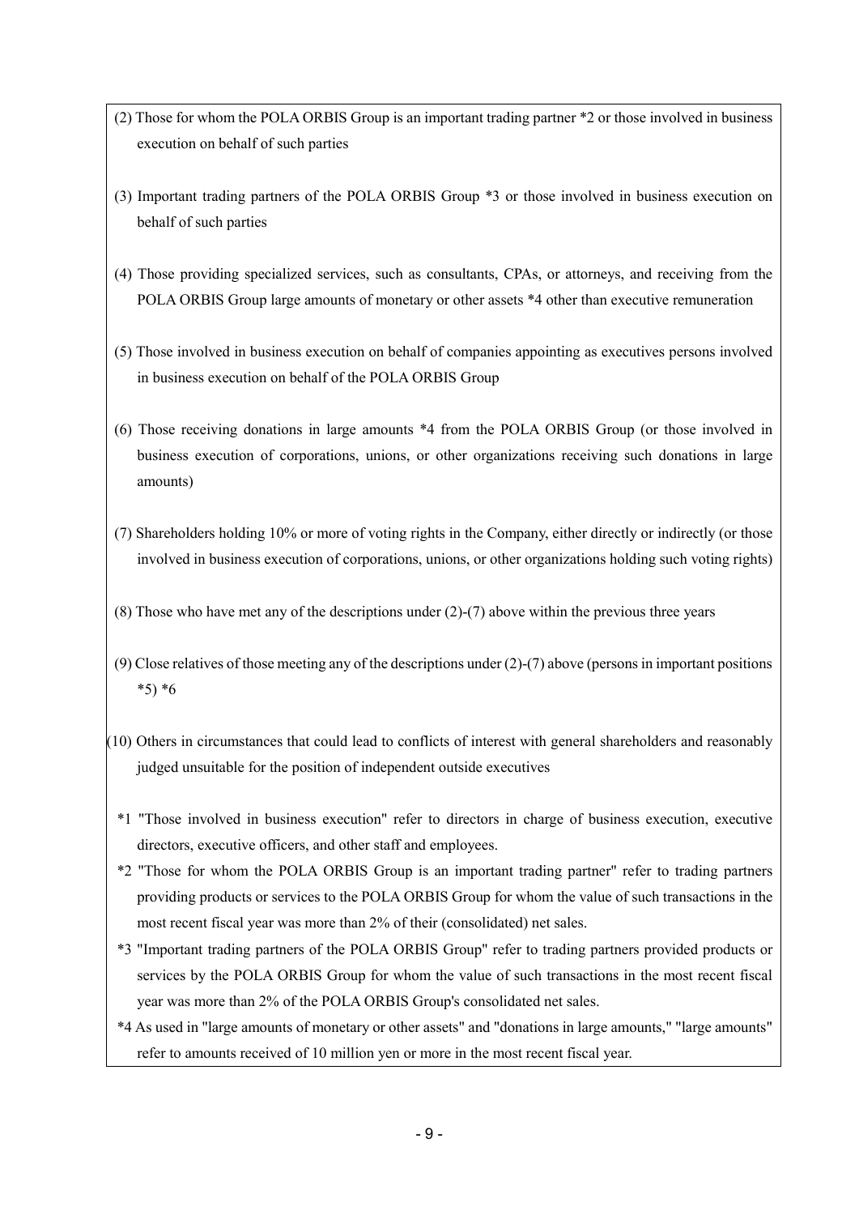(2) Those for whom the POLA ORBIS Group is an important trading partner *2 or those involved in business execution on behalf of such parties

(3) Important trading partners of the POLA ORBIS Group *3 or those involved in business execution on behalf of such parties

(4) Those providing specialized services, such as consultants, CPAs, or attorneys, and receiving from the POLA ORBIS Group large amounts of monetary or other assets *4 other than executive remuneration

(5) Those involved in business execution on behalf of companies appointing as executives persons involved in business execution on behalf of the POLA ORBIS Group

(6) Those receiving donations in large amounts *4 from the POLA ORBIS Group (or those involved in business execution of corporations, unions, or other organizations receiving such donations in large amounts)

(7) Shareholders holding 10% or more of voting rights in the Company, either directly or indirectly (or those involved in business execution of corporations, unions, or other organizations holding such voting rights)

(8) Those who have met any of the descriptions under (2)-(7) above within the previous three years

(9) Close relatives of those meeting any of the descriptions under (2)-(7) above (persons in important positions *5) *6

(10) Others in circumstances that could lead to conflicts of interest with general shareholders and reasonably judged unsuitable for the position of independent outside executives

*1 "Those involved in business execution" refer to directors in charge of business execution, executive directors, executive officers, and other staff and employees.

*2 "Those for whom the POLA ORBIS Group is an important trading partner" refer to trading partners providing products or services to the POLA ORBIS Group for whom the value of such transactions in the most recent fiscal year was more than 2% of their (consolidated) net sales.

*3 "Important trading partners of the POLA ORBIS Group" refer to trading partners provided products or services by the POLA ORBIS Group for whom the value of such transactions in the most recent fiscal year was more than 2% of the POLA ORBIS Group's consolidated net sales.

*4 As used in "large amounts of monetary or other assets" and "donations in large amounts," "large amounts" refer to amounts received of 10 million yen or more in the most recent fiscal year.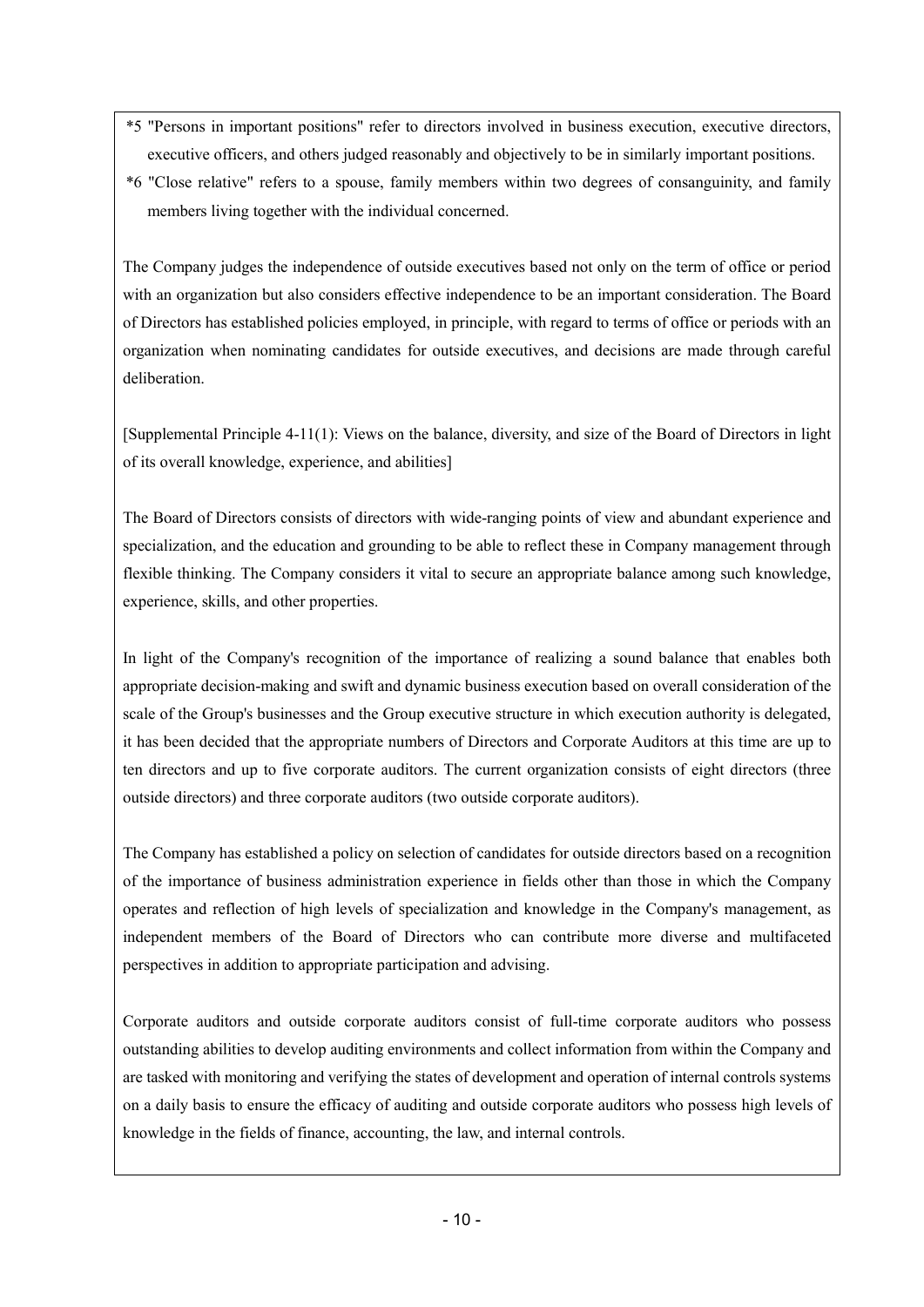*5 "Persons in important positions" refer to directors involved in business execution, executive directors, executive officers, and others judged reasonably and objectively to be in similarly important positions.

*6 "Close relative" refers to a spouse, family members within two degrees of consanguinity, and family members living together with the individual concerned.

The Company judges the independence of outside executives based not only on the term of office or period with an organization but also considers effective independence to be an important consideration. The Board of Directors has established policies employed, in principle, with regard to terms of office or periods with an organization when nominating candidates for outside executives, and decisions are made through careful deliberation.

[Supplemental Principle 4-11(1): Views on the balance, diversity, and size of the Board of Directors in light of its overall knowledge, experience, and abilities]

The Board of Directors consists of directors with wide-ranging points of view and abundant experience and specialization, and the education and grounding to be able to reflect these in Company management through flexible thinking. The Company considers it vital to secure an appropriate balance among such knowledge, experience, skills, and other properties.

In light of the Company's recognition of the importance of realizing a sound balance that enables both appropriate decision-making and swift and dynamic business execution based on overall consideration of the scale of the Group's businesses and the Group executive structure in which execution authority is delegated, it has been decided that the appropriate numbers of Directors and Corporate Auditors at this time are up to ten directors and up to five corporate auditors. The current organization consists of eight directors (three outside directors) and three corporate auditors (two outside corporate auditors).

The Company has established a policy on selection of candidates for outside directors based on a recognition of the importance of business administration experience in fields other than those in which the Company operates and reflection of high levels of specialization and knowledge in the Company's management, as independent members of the Board of Directors who can contribute more diverse and multifaceted perspectives in addition to appropriate participation and advising.

Corporate auditors and outside corporate auditors consist of full-time corporate auditors who possess outstanding abilities to develop auditing environments and collect information from within the Company and are tasked with monitoring and verifying the states of development and operation of internal controls systems on a daily basis to ensure the efficacy of auditing and outside corporate auditors who possess high levels of knowledge in the fields of finance, accounting, the law, and internal controls.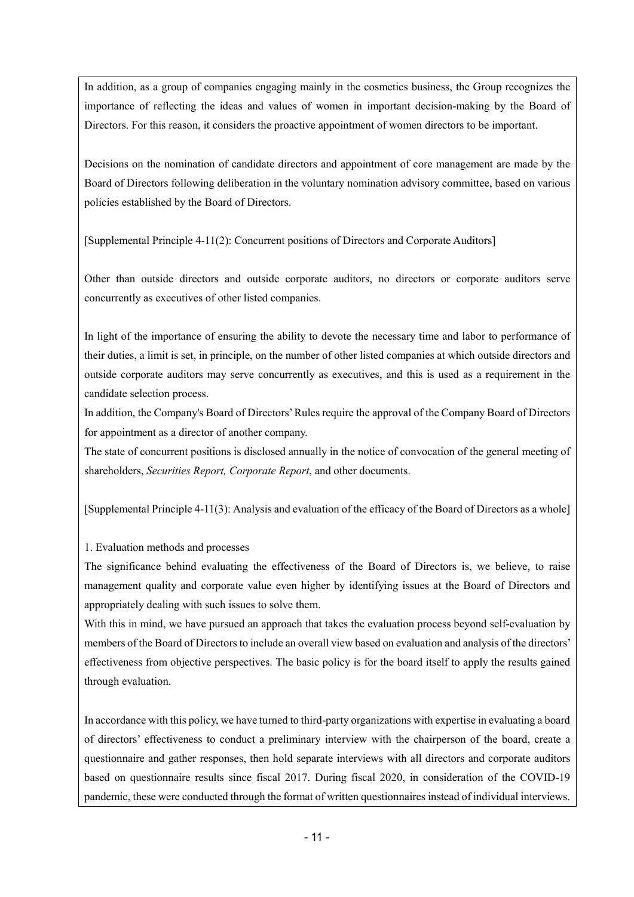In addition, as a group of companies engaging mainly in the cosmetics business, the Group recognizes the importance of reflecting the ideas and values of women in important decision-making by the Board of Directors. For this reason, it considers the proactive appointment of women directors to be important.

Decisions on the nomination of candidate directors and appointment of core management are made by the Board of Directors following deliberation in the voluntary nomination advisory committee, based on various policies established by the Board of Directors.

[Supplemental Principle 4-11(2): Concurrent positions of Directors and Corporate Auditors]

Other than outside directors and outside corporate auditors, no directors or corporate auditors serve concurrently as executives of other listed companies.

In light of the importance of ensuring the ability to devote the necessary time and labor to performance of their duties, a limit is set, in principle, on the number of other listed companies at which outside directors and outside corporate auditors may serve concurrently as executives, and this is used as a requirement in the candidate selection process.

In addition, the Company's Board of Directors' Rules require the approval of the Company Board of Directors for appointment as a director of another company.

The state of concurrent positions is disclosed annually in the notice of convocation of the general meeting of shareholders, *Securities Report, Corporate Report*, and other documents.

[Supplemental Principle 4-11(3): Analysis and evaluation of the efficacy of the Board of Directors as a whole]

1. Evaluation methods and processes

The significance behind evaluating the effectiveness of the Board of Directors is, we believe, to raise management quality and corporate value even higher by identifying issues at the Board of Directors and appropriately dealing with such issues to solve them.

With this in mind, we have pursued an approach that takes the evaluation process beyond self-evaluation by members of the Board of Directors to include an overall view based on evaluation and analysis of the directors' effectiveness from objective perspectives. The basic policy is for the board itself to apply the results gained through evaluation.

In accordance with this policy, we have turned to third-party organizations with expertise in evaluating a board of directors' effectiveness to conduct a preliminary interview with the chairperson of the board, create a questionnaire and gather responses, then hold separate interviews with all directors and corporate auditors based on questionnaire results since fiscal 2017. During fiscal 2020, in consideration of the COVID-19 pandemic, these were conducted through the format of written questionnaires instead of individual interviews.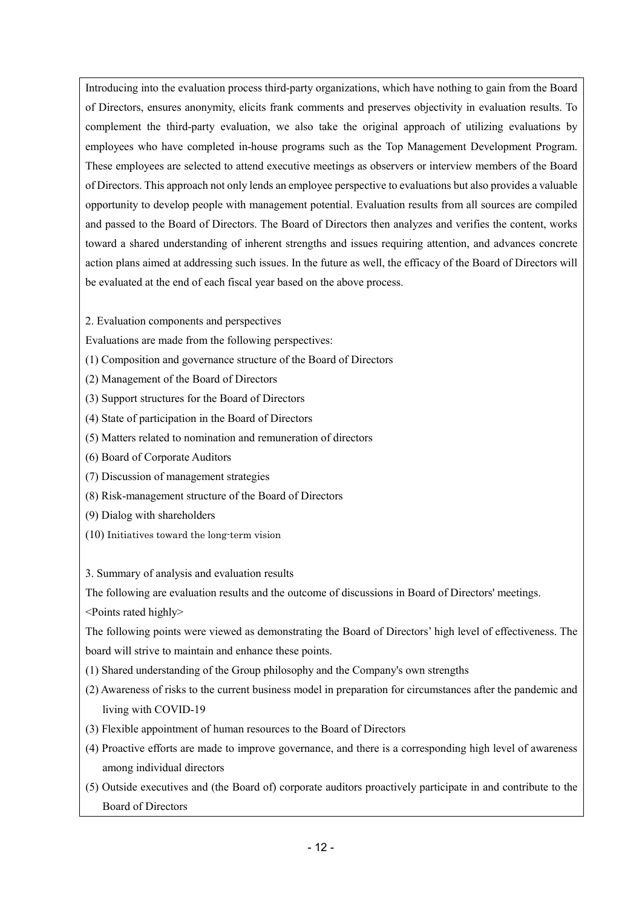Introducing into the evaluation process third-party organizations, which have nothing to gain from the Board of Directors, ensures anonymity, elicits frank comments and preserves objectivity in evaluation results. To complement the third-party evaluation, we also take the original approach of utilizing evaluations by employees who have completed in-house programs such as the Top Management Development Program. These employees are selected to attend executive meetings as observers or interview members of the Board of Directors. This approach not only lends an employee perspective to evaluations but also provides a valuable opportunity to develop people with management potential. Evaluation results from all sources are compiled and passed to the Board of Directors. The Board of Directors then analyzes and verifies the content, works toward a shared understanding of inherent strengths and issues requiring attention, and advances concrete action plans aimed at addressing such issues. In the future as well, the efficacy of the Board of Directors will be evaluated at the end of each fiscal year based on the above process.

2. Evaluation components and perspectives

Evaluations are made from the following perspectives:

(1) Composition and governance structure of the Board of Directors
(2) Management of the Board of Directors
(3) Support structures for the Board of Directors
(4) State of participation in the Board of Directors
(5) Matters related to nomination and remuneration of directors
(6) Board of Corporate Auditors
(7) Discussion of management strategies
(8) Risk-management structure of the Board of Directors
(9) Dialog with shareholders
(10) Initiatives toward the long-term vision

3. Summary of analysis and evaluation results

The following are evaluation results and the outcome of discussions in Board of Directors' meetings.

<Points rated highly>

The following points were viewed as demonstrating the Board of Directors' high level of effectiveness. The board will strive to maintain and enhance these points.

(1) Shared understanding of the Group philosophy and the Company's own strengths
(2) Awareness of risks to the current business model in preparation for circumstances after the pandemic and living with COVID-19
(3) Flexible appointment of human resources to the Board of Directors
(4) Proactive efforts are made to improve governance, and there is a corresponding high level of awareness among individual directors
(5) Outside executives and (the Board of) corporate auditors proactively participate in and contribute to the Board of Directors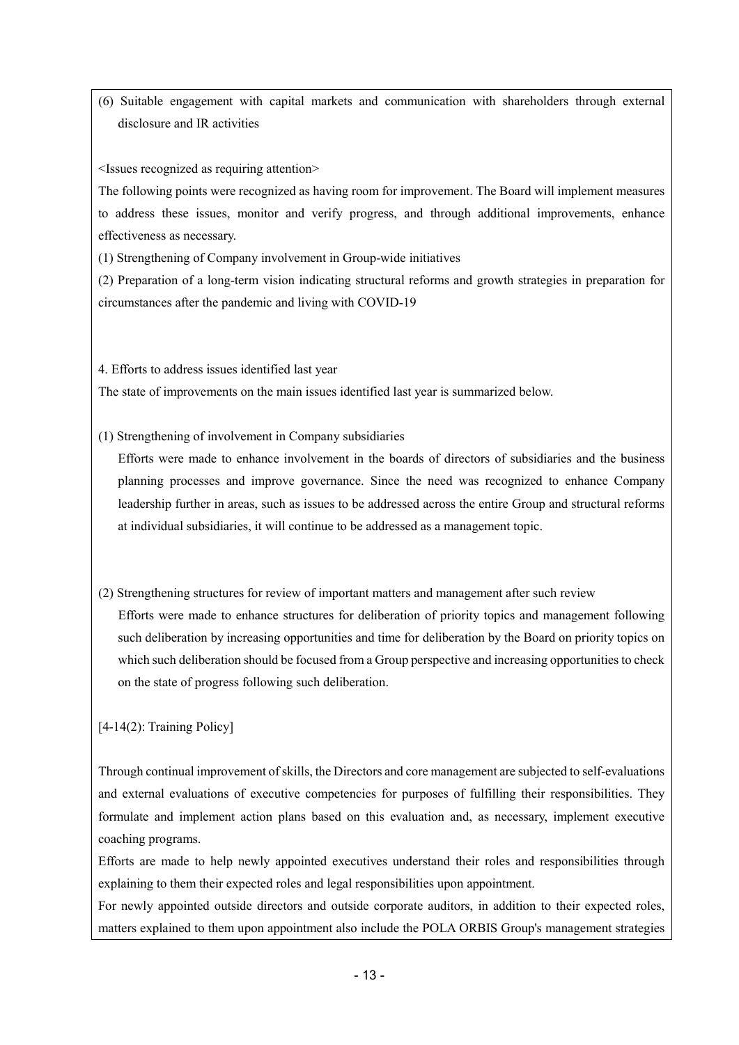(6) Suitable engagement with capital markets and communication with shareholders through external disclosure and IR activities

<Issues recognized as requiring attention>

The following points were recognized as having room for improvement. The Board will implement measures to address these issues, monitor and verify progress, and through additional improvements, enhance effectiveness as necessary.

(1) Strengthening of Company involvement in Group-wide initiatives

(2) Preparation of a long-term vision indicating structural reforms and growth strategies in preparation for circumstances after the pandemic and living with COVID-19

4. Efforts to address issues identified last year

The state of improvements on the main issues identified last year is summarized below.

(1) Strengthening of involvement in Company subsidiaries

Efforts were made to enhance involvement in the boards of directors of subsidiaries and the business planning processes and improve governance. Since the need was recognized to enhance Company leadership further in areas, such as issues to be addressed across the entire Group and structural reforms at individual subsidiaries, it will continue to be addressed as a management topic.

(2) Strengthening structures for review of important matters and management after such review

Efforts were made to enhance structures for deliberation of priority topics and management following such deliberation by increasing opportunities and time for deliberation by the Board on priority topics on which such deliberation should be focused from a Group perspective and increasing opportunities to check on the state of progress following such deliberation.

[4-14(2): Training Policy]

Through continual improvement of skills, the Directors and core management are subjected to self-evaluations and external evaluations of executive competencies for purposes of fulfilling their responsibilities. They formulate and implement action plans based on this evaluation and, as necessary, implement executive coaching programs.

Efforts are made to help newly appointed executives understand their roles and responsibilities through explaining to them their expected roles and legal responsibilities upon appointment.

For newly appointed outside directors and outside corporate auditors, in addition to their expected roles, matters explained to them upon appointment also include the POLA ORBIS Group's management strategies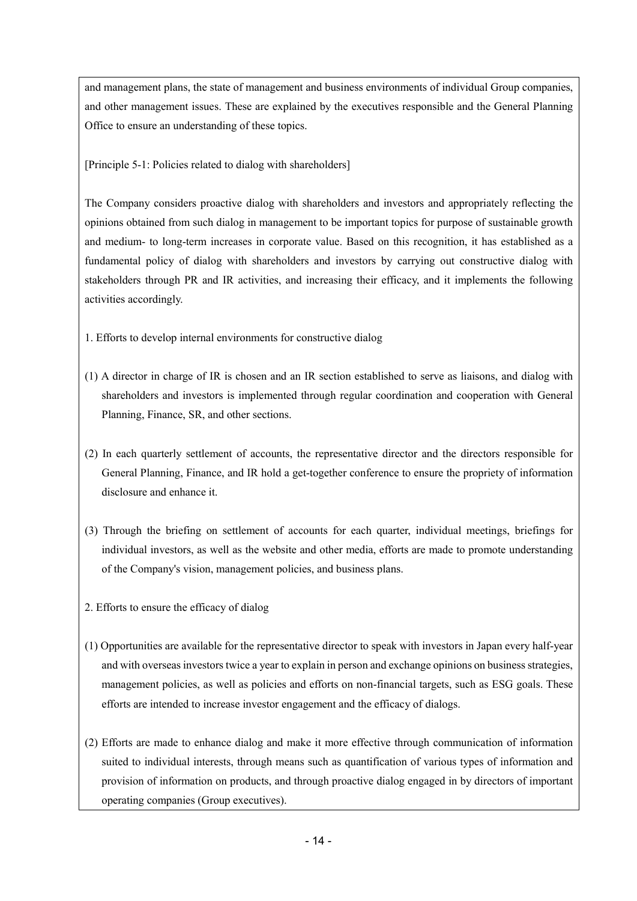and management plans, the state of management and business environments of individual Group companies, and other management issues. These are explained by the executives responsible and the General Planning Office to ensure an understanding of these topics.

[Principle 5-1: Policies related to dialog with shareholders]

The Company considers proactive dialog with shareholders and investors and appropriately reflecting the opinions obtained from such dialog in management to be important topics for purpose of sustainable growth and medium- to long-term increases in corporate value. Based on this recognition, it has established as a fundamental policy of dialog with shareholders and investors by carrying out constructive dialog with stakeholders through PR and IR activities, and increasing their efficacy, and it implements the following activities accordingly.

1. Efforts to develop internal environments for constructive dialog

(1) A director in charge of IR is chosen and an IR section established to serve as liaisons, and dialog with shareholders and investors is implemented through regular coordination and cooperation with General Planning, Finance, SR, and other sections.

(2) In each quarterly settlement of accounts, the representative director and the directors responsible for General Planning, Finance, and IR hold a get-together conference to ensure the propriety of information disclosure and enhance it.

(3) Through the briefing on settlement of accounts for each quarter, individual meetings, briefings for individual investors, as well as the website and other media, efforts are made to promote understanding of the Company's vision, management policies, and business plans.

2. Efforts to ensure the efficacy of dialog

(1) Opportunities are available for the representative director to speak with investors in Japan every half-year and with overseas investors twice a year to explain in person and exchange opinions on business strategies, management policies, as well as policies and efforts on non-financial targets, such as ESG goals. These efforts are intended to increase investor engagement and the efficacy of dialogs.

(2) Efforts are made to enhance dialog and make it more effective through communication of information suited to individual interests, through means such as quantification of various types of information and provision of information on products, and through proactive dialog engaged in by directors of important operating companies (Group executives).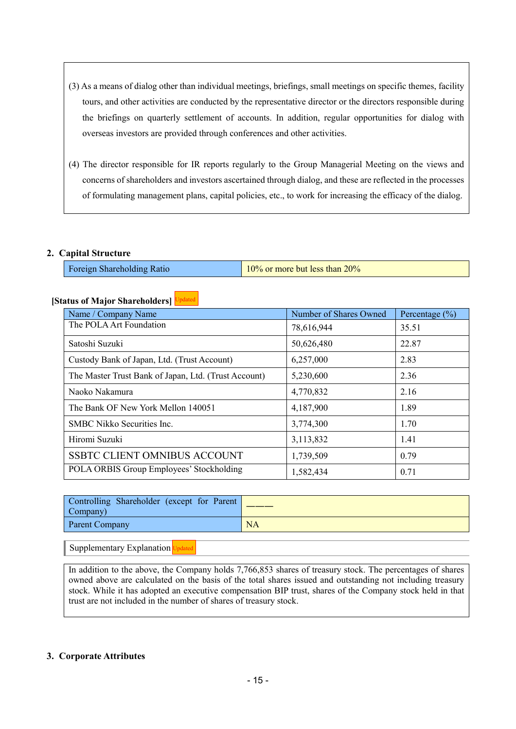(3) As a means of dialog other than individual meetings, briefings, small meetings on specific themes, facility tours, and other activities are conducted by the representative director or the directors responsible during the briefings on quarterly settlement of accounts. In addition, regular opportunities for dialog with overseas investors are provided through conferences and other activities.

(4) The director responsible for IR reports regularly to the Group Managerial Meeting on the views and concerns of shareholders and investors ascertained through dialog, and these are reflected in the processes of formulating management plans, capital policies, etc., to work for increasing the efficacy of the dialog.

## 2. Capital Structure

| Foreign Shareholding Ratio | 10% or more but less than 20% |
|---|---|

**[Status of Major Shareholders]** Updated

| Name / Company Name | Number of Shares Owned | Percentage (%) |
|---|---|---|
| The POLA Art Foundation | 78,616,944 | 35.51 |
| Satoshi Suzuki | 50,626,480 | 22.87 |
| Custody Bank of Japan, Ltd. (Trust Account) | 6,257,000 | 2.83 |
| The Master Trust Bank of Japan, Ltd. (Trust Account) | 5,230,600 | 2.36 |
| Naoko Nakamura | 4,770,832 | 2.16 |
| The Bank OF New York Mellon 140051 | 4,187,900 | 1.89 |
| SMBC Nikko Securities Inc. | 3,774,300 | 1.70 |
| Hiromi Suzuki | 3,113,832 | 1.41 |
| SSBTC CLIENT OMNIBUS ACCOUNT | 1,739,509 | 0.79 |
| POLA ORBIS Group Employees' Stockholding | 1,582,434 | 0.71 |

| Controlling Shareholder (except for Parent Company) | ——— |
|---|---|
| Parent Company | NA |

Supplementary Explanation Updated

In addition to the above, the Company holds 7,766,853 shares of treasury stock. The percentages of shares owned above are calculated on the basis of the total shares issued and outstanding not including treasury stock. While it has adopted an executive compensation BIP trust, shares of the Company stock held in that trust are not included in the number of shares of treasury stock.

## 3. Corporate Attributes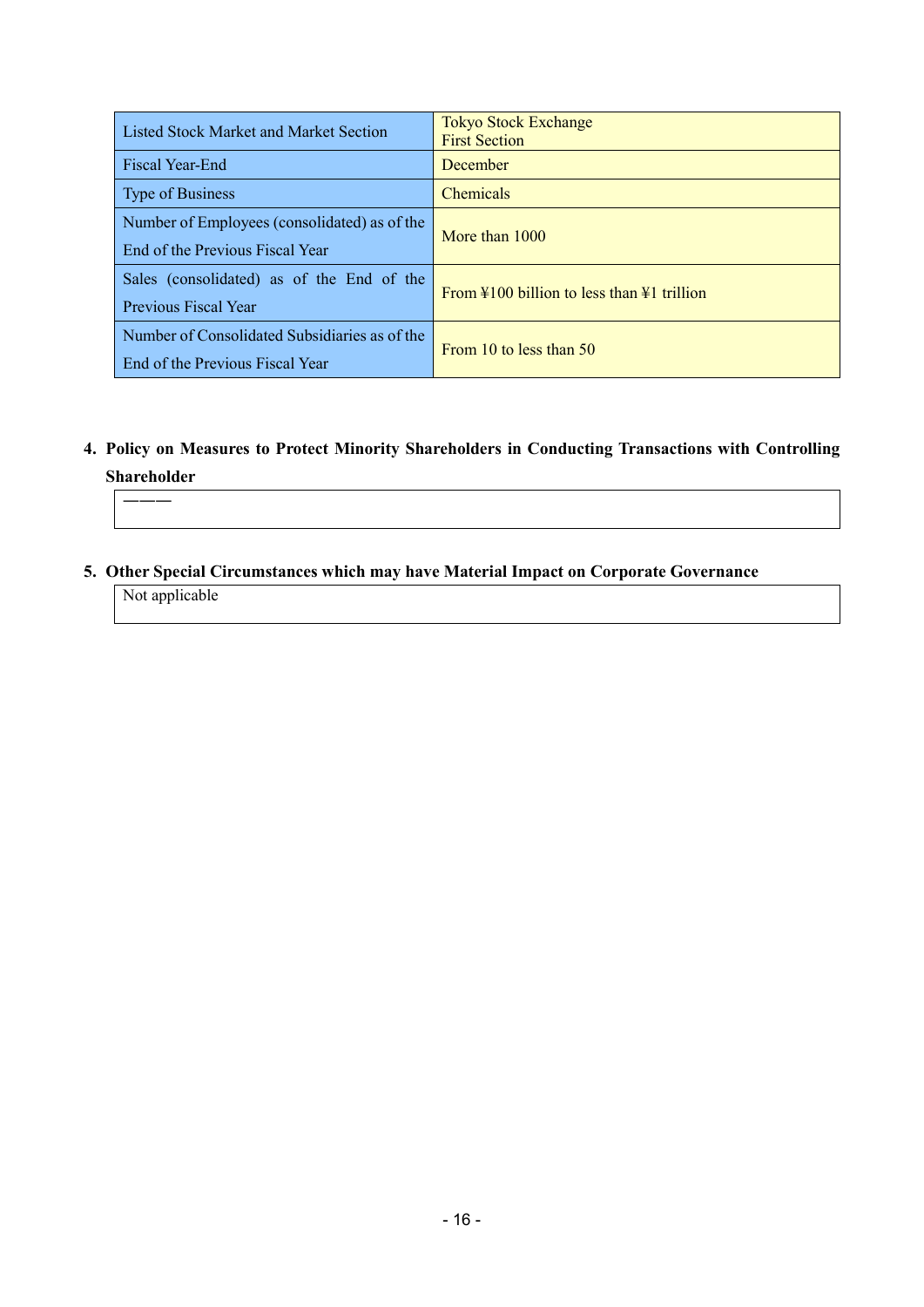| | |
|---|---|
| Listed Stock Market and Market Section | Tokyo Stock Exchange<br>First Section |
| Fiscal Year-End | December |
| Type of Business | Chemicals |
| Number of Employees (consolidated) as of the End of the Previous Fiscal Year | More than 1000 |
| Sales (consolidated) as of the End of the Previous Fiscal Year | From ¥100 billion to less than ¥1 trillion |
| Number of Consolidated Subsidiaries as of the End of the Previous Fiscal Year | From 10 to less than 50 |

**4. Policy on Measures to Protect Minority Shareholders in Conducting Transactions with Controlling Shareholder**

———

**5. Other Special Circumstances which may have Material Impact on Corporate Governance**

Not applicable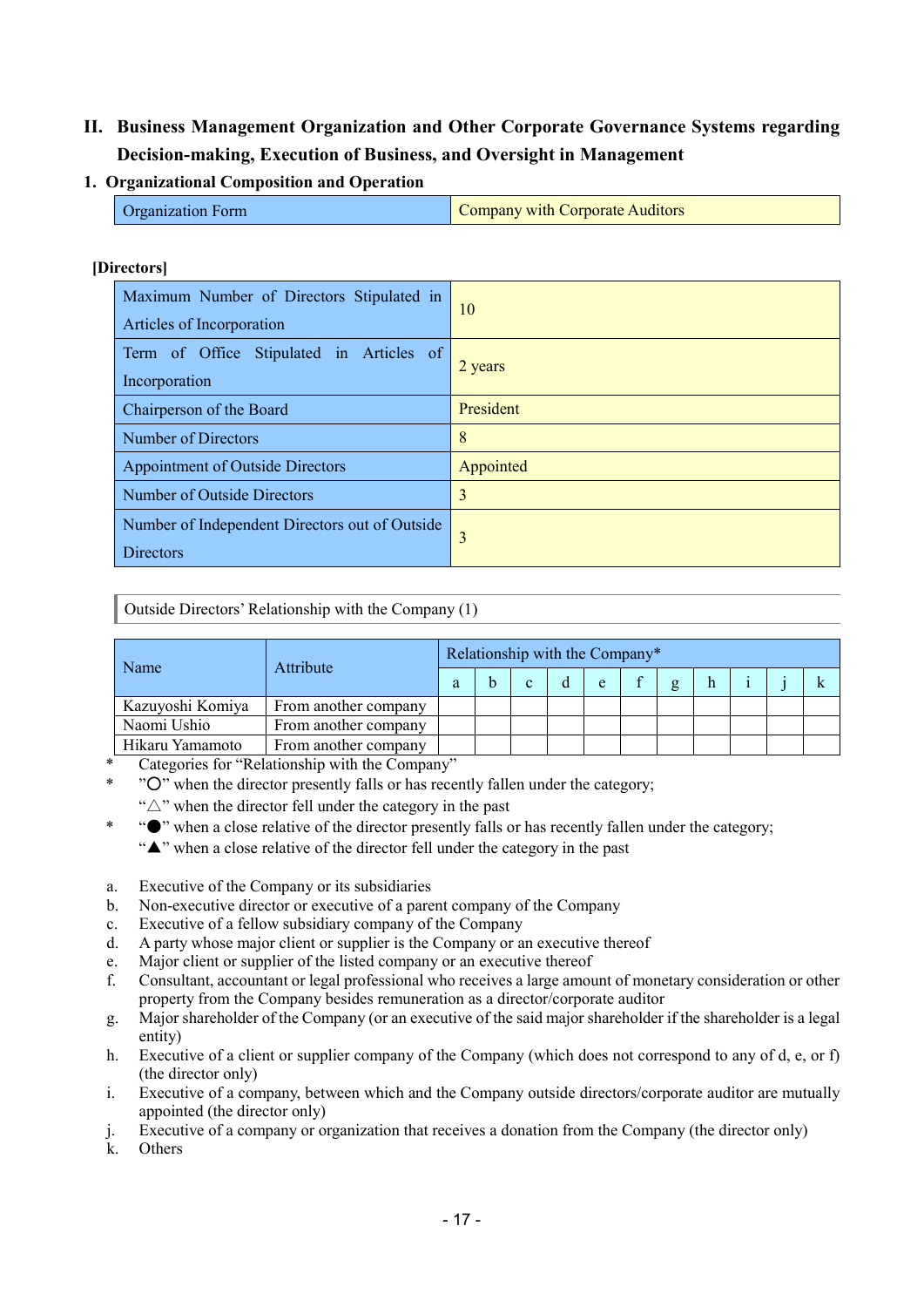## II. Business Management Organization and Other Corporate Governance Systems regarding Decision-making, Execution of Business, and Oversight in Management

### 1. Organizational Composition and Operation

| Organization Form | Company with Corporate Auditors |
|---|---|

**[Directors]**

| Maximum Number of Directors Stipulated in Articles of Incorporation | 10 |
|---|---|
| Term of Office Stipulated in Articles of Incorporation | 2 years |
| Chairperson of the Board | President |
| Number of Directors | 8 |
| Appointment of Outside Directors | Appointed |
| Number of Outside Directors | 3 |
| Number of Independent Directors out of Outside Directors | 3 |

Outside Directors' Relationship with the Company (1)

| Name | Attribute | Relationship with the Company* | | | | | | | | | | |
|---|---|---|---|---|---|---|---|---|---|---|---|---|
| | | a | b | c | d | e | f | g | h | i | j | k |
| Kazuyoshi Komiya | From another company | | | | | | | | | | | |
| Naomi Ushio | From another company | | | | | | | | | | | |
| Hikaru Yamamoto | From another company | | | | | | | | | | | |

\* Categories for "Relationship with the Company"

\* "○" when the director presently falls or has recently fallen under the category;
"△" when the director fell under the category in the past

\* "●" when a close relative of the director presently falls or has recently fallen under the category;
"▲" when a close relative of the director fell under the category in the past

a. Executive of the Company or its subsidiaries
b. Non-executive director or executive of a parent company of the Company
c. Executive of a fellow subsidiary company of the Company
d. A party whose major client or supplier is the Company or an executive thereof
e. Major client or supplier of the listed company or an executive thereof
f. Consultant, accountant or legal professional who receives a large amount of monetary consideration or other property from the Company besides remuneration as a director/corporate auditor
g. Major shareholder of the Company (or an executive of the said major shareholder if the shareholder is a legal entity)
h. Executive of a client or supplier company of the Company (which does not correspond to any of d, e, or f) (the director only)
i. Executive of a company, between which and the Company outside directors/corporate auditor are mutually appointed (the director only)
j. Executive of a company or organization that receives a donation from the Company (the director only)
k. Others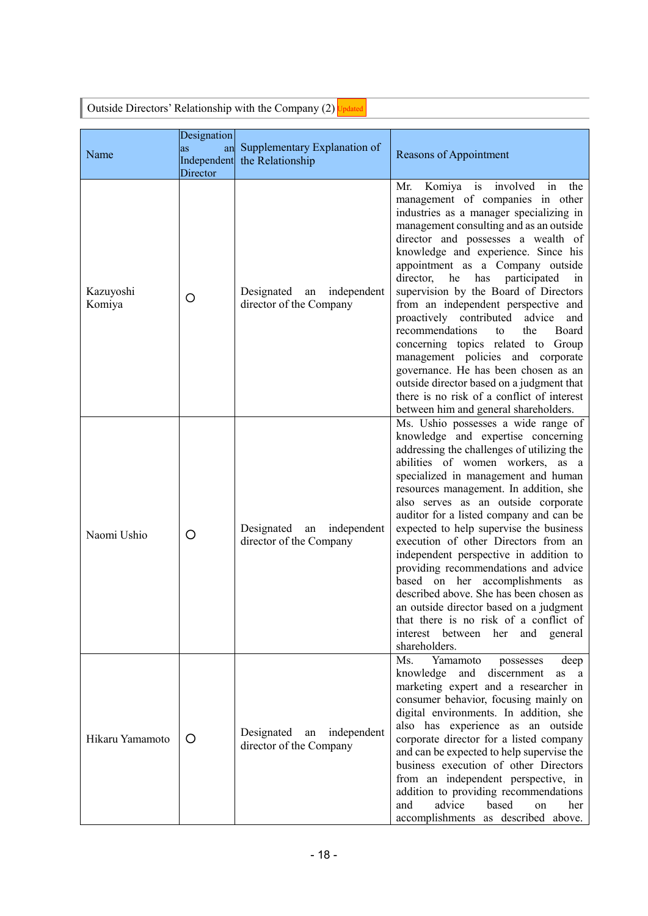## Outside Directors' Relationship with the Company (2) Updated

| Name | Designation as an Independent Director | Supplementary Explanation of the Relationship | Reasons of Appointment |
| --- | --- | --- | --- |
| Kazuyoshi Komiya | ○ | Designated an independent director of the Company | Mr. Komiya is involved in the management of companies in other industries as a manager specializing in management consulting and as an outside director and possesses a wealth of knowledge and experience. Since his appointment as a Company outside director, he has participated in supervision by the Board of Directors from an independent perspective and proactively contributed advice and recommendations to the Board concerning topics related to Group management policies and corporate governance. He has been chosen as an outside director based on a judgment that there is no risk of a conflict of interest between him and general shareholders. |
| Naomi Ushio | ○ | Designated an independent director of the Company | Ms. Ushio possesses a wide range of knowledge and expertise concerning addressing the challenges of utilizing the abilities of women workers, as a specialized in management and human resources management. In addition, she also serves as an outside corporate auditor for a listed company and can be expected to help supervise the business execution of other Directors from an independent perspective in addition to providing recommendations and advice based on her accomplishments as described above. She has been chosen as an outside director based on a judgment that there is no risk of a conflict of interest between her and general shareholders. |
| Hikaru Yamamoto | ○ | Designated an independent director of the Company | Ms. Yamamoto possesses deep knowledge and discernment as a marketing expert and a researcher in consumer behavior, focusing mainly on digital environments. In addition, she also has experience as an outside corporate director for a listed company and can be expected to help supervise the business execution of other Directors from an independent perspective, in addition to providing recommendations and advice based on her accomplishments as described above. |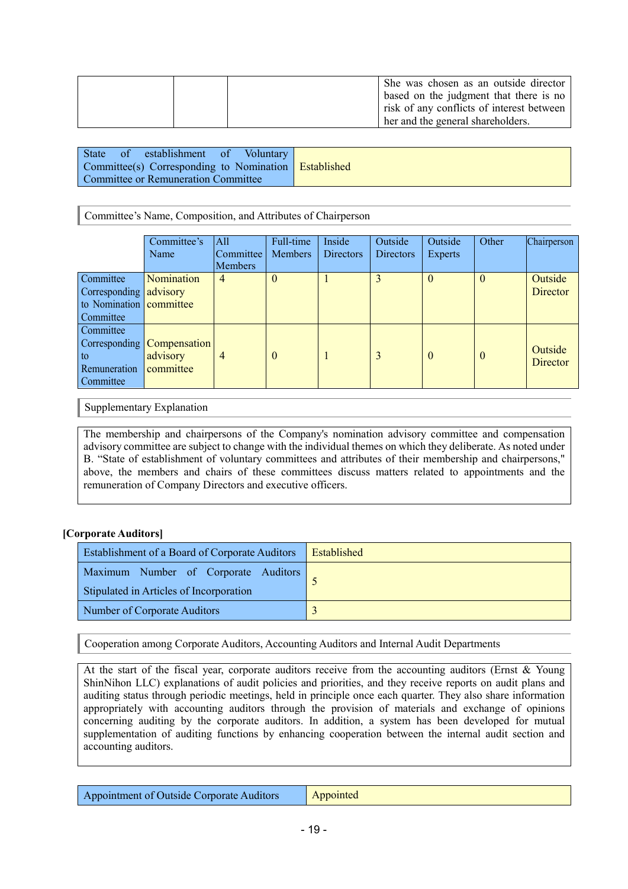| | | | She was chosen as an outside director based on the judgment that there is no risk of any conflicts of interest between her and the general shareholders. |
|---|---|---|---|

| State of establishment of Voluntary Committee(s) Corresponding to Nomination Committee or Remuneration Committee | Established |
|---|---|

Committee's Name, Composition, and Attributes of Chairperson

| | Committee's Name | All Committee Members | Full-time Members | Inside Directors | Outside Directors | Outside Experts | Other | Chairperson |
|---|---|---|---|---|---|---|---|---|
| Committee Corresponding to Nomination Committee | Nomination advisory committee | 4 | 0 | 1 | 3 | 0 | 0 | Outside Director |
| Committee Corresponding to Remuneration Committee | Compensation advisory committee | 4 | 0 | 1 | 3 | 0 | 0 | Outside Director |

Supplementary Explanation

The membership and chairpersons of the Company's nomination advisory committee and compensation advisory committee are subject to change with the individual themes on which they deliberate. As noted under B. "State of establishment of voluntary committees and attributes of their membership and chairpersons," above, the members and chairs of these committees discuss matters related to appointments and the remuneration of Company Directors and executive officers.

**[Corporate Auditors]**

| Establishment of a Board of Corporate Auditors | Established |
|---|---|
| Maximum Number of Corporate Auditors Stipulated in Articles of Incorporation | 5 |
| Number of Corporate Auditors | 3 |

Cooperation among Corporate Auditors, Accounting Auditors and Internal Audit Departments

At the start of the fiscal year, corporate auditors receive from the accounting auditors (Ernst & Young ShinNihon LLC) explanations of audit policies and priorities, and they receive reports on audit plans and auditing status through periodic meetings, held in principle once each quarter. They also share information appropriately with accounting auditors through the provision of materials and exchange of opinions concerning auditing by the corporate auditors. In addition, a system has been developed for mutual supplementation of auditing functions by enhancing cooperation between the internal audit section and accounting auditors.

| Appointment of Outside Corporate Auditors | Appointed |
|---|---|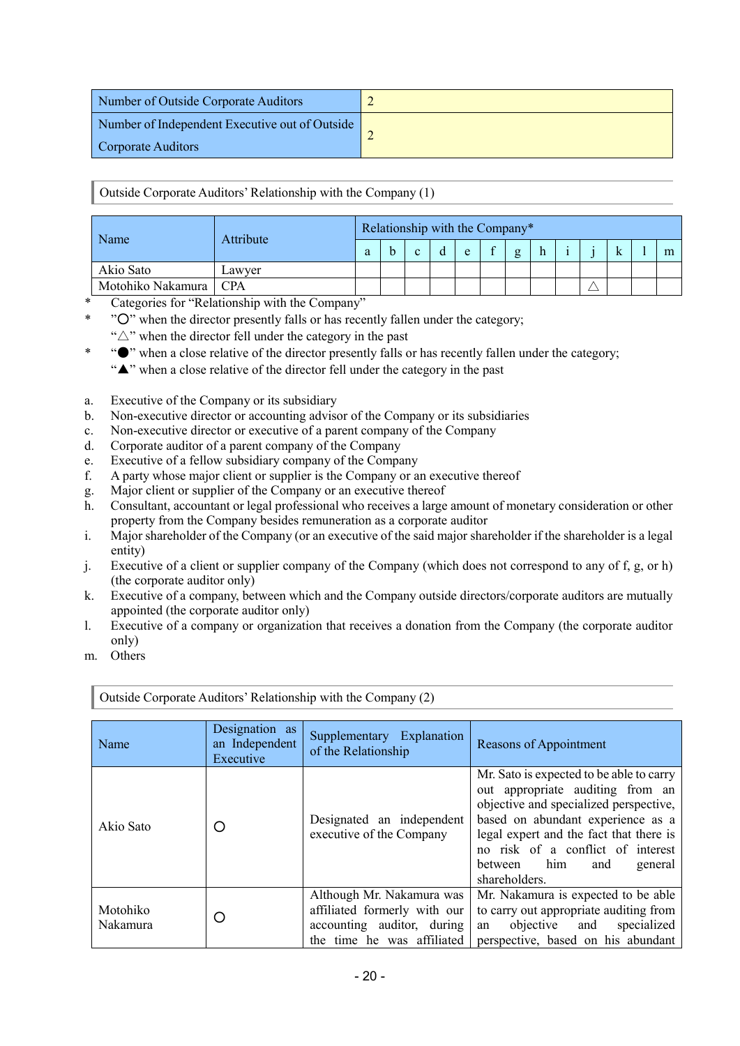| Number of Outside Corporate Auditors | 2 |
|---|---|
| Number of Independent Executive out of Outside Corporate Auditors | 2 |

Outside Corporate Auditors' Relationship with the Company (1)

| Name | Attribute | Relationship with the Company* | | | | | | | | | | | | |
|---|---|---|---|---|---|---|---|---|---|---|---|---|---|---|
| | | a | b | c | d | e | f | g | h | i | j | k | l | m |
| Akio Sato | Lawyer | | | | | | | | | | | | | |
| Motohiko Nakamura | CPA | | | | | | | | | | △ | | | |

\* Categories for "Relationship with the Company"

\* "○" when the director presently falls or has recently fallen under the category;
"△" when the director fell under the category in the past

\* "●" when a close relative of the director presently falls or has recently fallen under the category;
"▲" when a close relative of the director fell under the category in the past

a. Executive of the Company or its subsidiary
b. Non-executive director or accounting advisor of the Company or its subsidiaries
c. Non-executive director or executive of a parent company of the Company
d. Corporate auditor of a parent company of the Company
e. Executive of a fellow subsidiary company of the Company
f. A party whose major client or supplier is the Company or an executive thereof
g. Major client or supplier of the Company or an executive thereof
h. Consultant, accountant or legal professional who receives a large amount of monetary consideration or other property from the Company besides remuneration as a corporate auditor
i. Major shareholder of the Company (or an executive of the said major shareholder if the shareholder is a legal entity)
j. Executive of a client or supplier company of the Company (which does not correspond to any of f, g, or h) (the corporate auditor only)
k. Executive of a company, between which and the Company outside directors/corporate auditors are mutually appointed (the corporate auditor only)
l. Executive of a company or organization that receives a donation from the Company (the corporate auditor only)
m. Others

Outside Corporate Auditors' Relationship with the Company (2)

| Name | Designation as an Independent Executive | Supplementary Explanation of the Relationship | Reasons of Appointment |
|---|---|---|---|
| Akio Sato | ○ | Designated an independent executive of the Company | Mr. Sato is expected to be able to carry out appropriate auditing from an objective and specialized perspective, based on abundant experience as a legal expert and the fact that there is no risk of a conflict of interest between him and general shareholders. |
| Motohiko Nakamura | ○ | Although Mr. Nakamura was affiliated formerly with our accounting auditor, during the time he was affiliated | Mr. Nakamura is expected to be able to carry out appropriate auditing from an objective and specialized perspective, based on his abundant |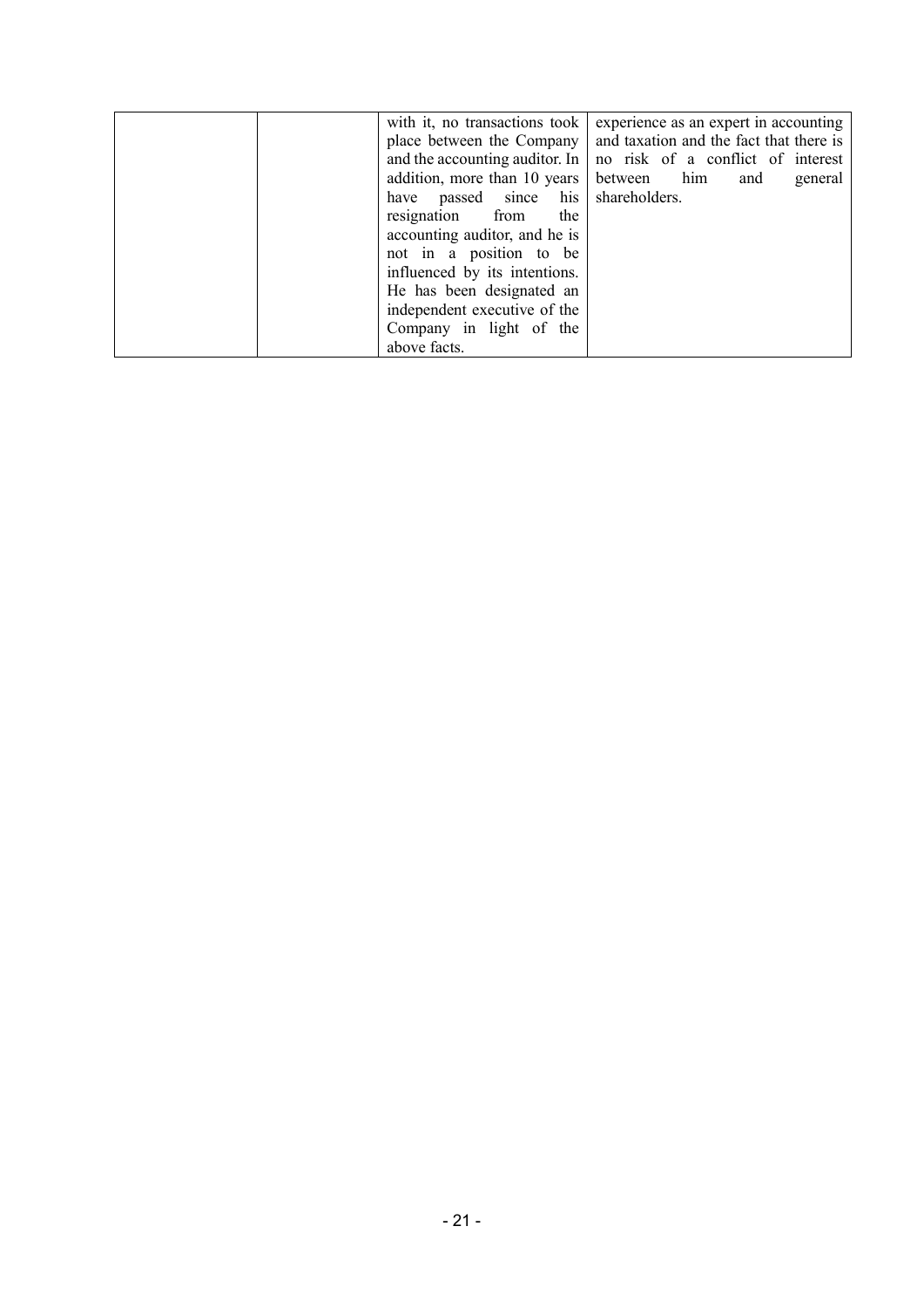|  |  | with it, no transactions took place between the Company and the accounting auditor. In addition, more than 10 years have passed since his resignation from the accounting auditor, and he is not in a position to be influenced by its intentions. He has been designated an independent executive of the Company in light of the above facts. | experience as an expert in accounting and taxation and the fact that there is no risk of a conflict of interest between him and general shareholders. |
|---|---|---|---|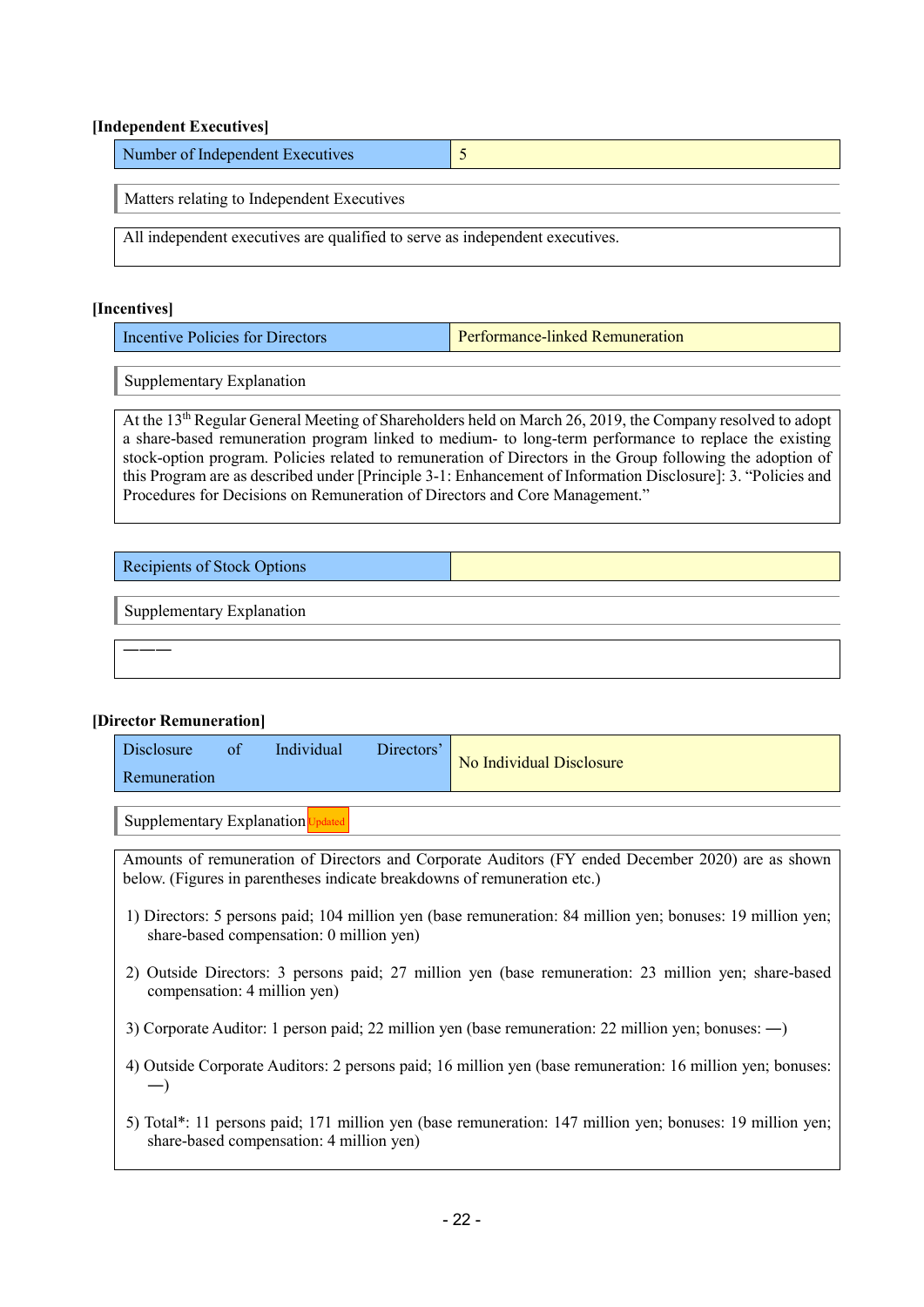**[Independent Executives]**

| Number of Independent Executives | 5 |
|---|---|

Matters relating to Independent Executives

All independent executives are qualified to serve as independent executives.

**[Incentives]**

| Incentive Policies for Directors | Performance-linked Remuneration |
|---|---|

Supplementary Explanation

At the 13th Regular General Meeting of Shareholders held on March 26, 2019, the Company resolved to adopt a share-based remuneration program linked to medium- to long-term performance to replace the existing stock-option program. Policies related to remuneration of Directors in the Group following the adoption of this Program are as described under [Principle 3-1: Enhancement of Information Disclosure]: 3. "Policies and Procedures for Decisions on Remuneration of Directors and Core Management."

| Recipients of Stock Options | |
|---|---|

Supplementary Explanation

———

**[Director Remuneration]**

| Disclosure of Individual Directors' Remuneration | No Individual Disclosure |
|---|---|

Supplementary Explanation Updated

Amounts of remuneration of Directors and Corporate Auditors (FY ended December 2020) are as shown below. (Figures in parentheses indicate breakdowns of remuneration etc.)

1) Directors: 5 persons paid; 104 million yen (base remuneration: 84 million yen; bonuses: 19 million yen; share-based compensation: 0 million yen)

2) Outside Directors: 3 persons paid; 27 million yen (base remuneration: 23 million yen; share-based compensation: 4 million yen)

3) Corporate Auditor: 1 person paid; 22 million yen (base remuneration: 22 million yen; bonuses: —)

4) Outside Corporate Auditors: 2 persons paid; 16 million yen (base remuneration: 16 million yen; bonuses: —)

5) Total*: 11 persons paid; 171 million yen (base remuneration: 147 million yen; bonuses: 19 million yen; share-based compensation: 4 million yen)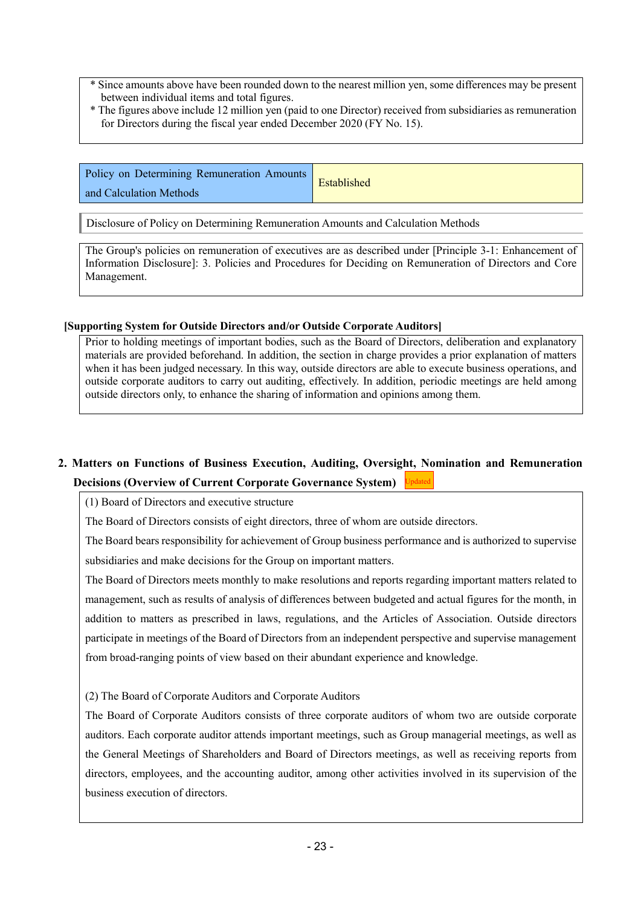* Since amounts above have been rounded down to the nearest million yen, some differences may be present between individual items and total figures.
* The figures above include 12 million yen (paid to one Director) received from subsidiaries as remuneration for Directors during the fiscal year ended December 2020 (FY No. 15).

| Policy on Determining Remuneration Amounts and Calculation Methods | Established |
|---|---|

Disclosure of Policy on Determining Remuneration Amounts and Calculation Methods

The Group's policies on remuneration of executives are as described under [Principle 3-1: Enhancement of Information Disclosure]: 3. Policies and Procedures for Deciding on Remuneration of Directors and Core Management.

**[Supporting System for Outside Directors and/or Outside Corporate Auditors]**

Prior to holding meetings of important bodies, such as the Board of Directors, deliberation and explanatory materials are provided beforehand. In addition, the section in charge provides a prior explanation of matters when it has been judged necessary. In this way, outside directors are able to execute business operations, and outside corporate auditors to carry out auditing, effectively. In addition, periodic meetings are held among outside directors only, to enhance the sharing of information and opinions among them.

## 2. Matters on Functions of Business Execution, Auditing, Oversight, Nomination and Remuneration Decisions (Overview of Current Corporate Governance System) Updated

(1) Board of Directors and executive structure

The Board of Directors consists of eight directors, three of whom are outside directors.

The Board bears responsibility for achievement of Group business performance and is authorized to supervise subsidiaries and make decisions for the Group on important matters.

The Board of Directors meets monthly to make resolutions and reports regarding important matters related to management, such as results of analysis of differences between budgeted and actual figures for the month, in addition to matters as prescribed in laws, regulations, and the Articles of Association. Outside directors participate in meetings of the Board of Directors from an independent perspective and supervise management from broad-ranging points of view based on their abundant experience and knowledge.

(2) The Board of Corporate Auditors and Corporate Auditors

The Board of Corporate Auditors consists of three corporate auditors of whom two are outside corporate auditors. Each corporate auditor attends important meetings, such as Group managerial meetings, as well as the General Meetings of Shareholders and Board of Directors meetings, as well as receiving reports from directors, employees, and the accounting auditor, among other activities involved in its supervision of the business execution of directors.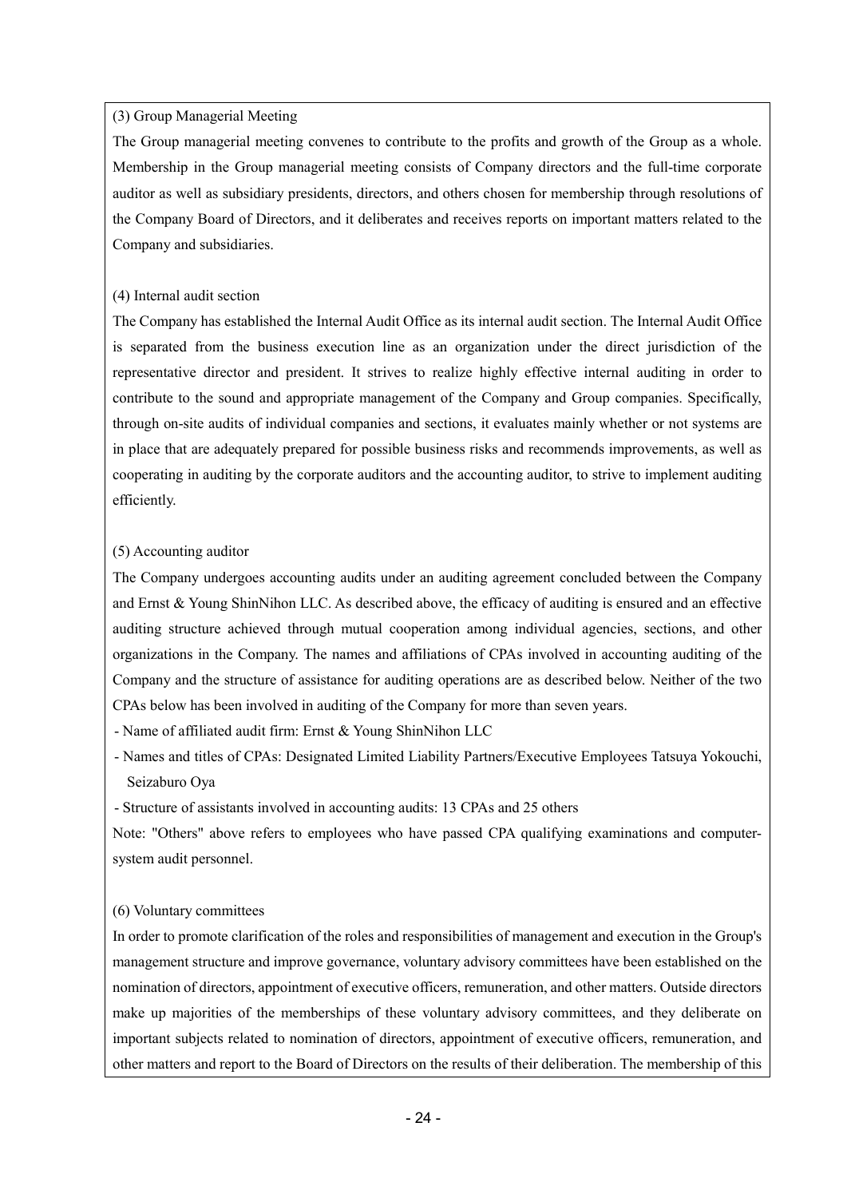(3) Group Managerial Meeting

The Group managerial meeting convenes to contribute to the profits and growth of the Group as a whole. Membership in the Group managerial meeting consists of Company directors and the full-time corporate auditor as well as subsidiary presidents, directors, and others chosen for membership through resolutions of the Company Board of Directors, and it deliberates and receives reports on important matters related to the Company and subsidiaries.

(4) Internal audit section

The Company has established the Internal Audit Office as its internal audit section. The Internal Audit Office is separated from the business execution line as an organization under the direct jurisdiction of the representative director and president. It strives to realize highly effective internal auditing in order to contribute to the sound and appropriate management of the Company and Group companies. Specifically, through on-site audits of individual companies and sections, it evaluates mainly whether or not systems are in place that are adequately prepared for possible business risks and recommends improvements, as well as cooperating in auditing by the corporate auditors and the accounting auditor, to strive to implement auditing efficiently.

(5) Accounting auditor

The Company undergoes accounting audits under an auditing agreement concluded between the Company and Ernst & Young ShinNihon LLC. As described above, the efficacy of auditing is ensured and an effective auditing structure achieved through mutual cooperation among individual agencies, sections, and other organizations in the Company. The names and affiliations of CPAs involved in accounting auditing of the Company and the structure of assistance for auditing operations are as described below. Neither of the two CPAs below has been involved in auditing of the Company for more than seven years.

- Name of affiliated audit firm: Ernst & Young ShinNihon LLC
- Names and titles of CPAs: Designated Limited Liability Partners/Executive Employees Tatsuya Yokouchi, Seizaburo Oya
- Structure of assistants involved in accounting audits: 13 CPAs and 25 others

Note: "Others" above refers to employees who have passed CPA qualifying examinations and computer-system audit personnel.

(6) Voluntary committees

In order to promote clarification of the roles and responsibilities of management and execution in the Group's management structure and improve governance, voluntary advisory committees have been established on the nomination of directors, appointment of executive officers, remuneration, and other matters. Outside directors make up majorities of the memberships of these voluntary advisory committees, and they deliberate on important subjects related to nomination of directors, appointment of executive officers, remuneration, and other matters and report to the Board of Directors on the results of their deliberation. The membership of this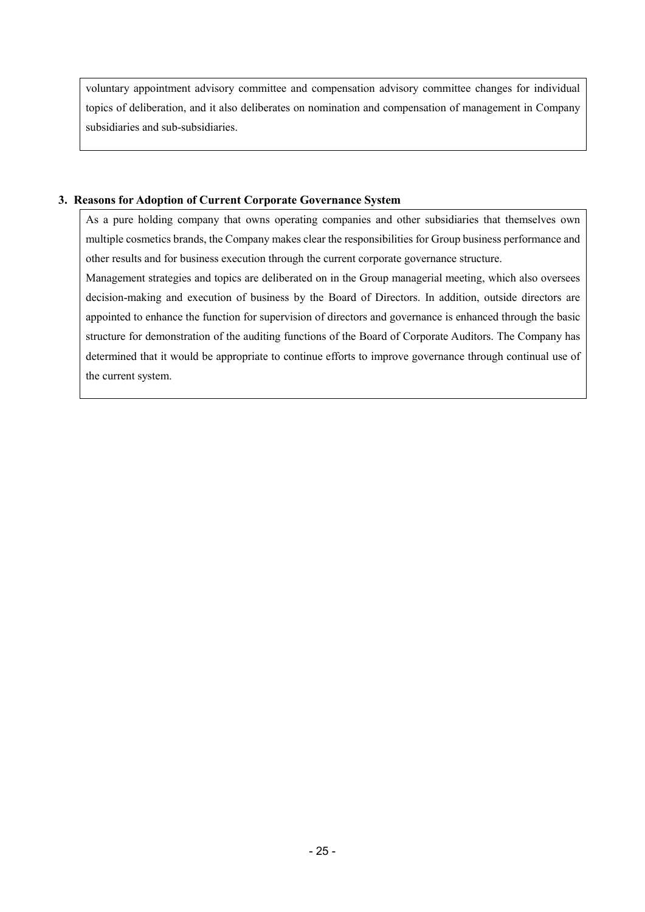voluntary appointment advisory committee and compensation advisory committee changes for individual topics of deliberation, and it also deliberates on nomination and compensation of management in Company subsidiaries and sub-subsidiaries.

### 3. Reasons for Adoption of Current Corporate Governance System

As a pure holding company that owns operating companies and other subsidiaries that themselves own multiple cosmetics brands, the Company makes clear the responsibilities for Group business performance and other results and for business execution through the current corporate governance structure.

Management strategies and topics are deliberated on in the Group managerial meeting, which also oversees decision-making and execution of business by the Board of Directors. In addition, outside directors are appointed to enhance the function for supervision of directors and governance is enhanced through the basic structure for demonstration of the auditing functions of the Board of Corporate Auditors. The Company has determined that it would be appropriate to continue efforts to improve governance through continual use of the current system.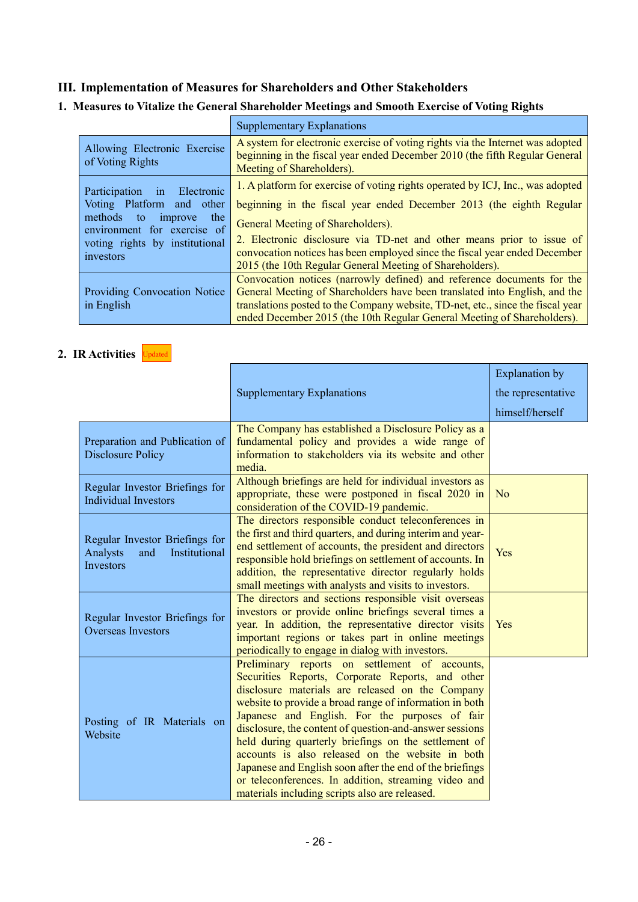## III. Implementation of Measures for Shareholders and Other Stakeholders

### 1. Measures to Vitalize the General Shareholder Meetings and Smooth Exercise of Voting Rights

| | Supplementary Explanations |
|---|---|
| Allowing Electronic Exercise of Voting Rights | A system for electronic exercise of voting rights via the Internet was adopted beginning in the fiscal year ended December 2010 (the fifth Regular General Meeting of Shareholders). |
| Participation in Electronic Voting Platform and other methods to improve the environment for exercise of voting rights by institutional investors | 1. A platform for exercise of voting rights operated by ICJ, Inc., was adopted beginning in the fiscal year ended December 2013 (the eighth Regular General Meeting of Shareholders).<br>2. Electronic disclosure via TD-net and other means prior to issue of convocation notices has been employed since the fiscal year ended December 2015 (the 10th Regular General Meeting of Shareholders). |
| Providing Convocation Notice in English | Convocation notices (narrowly defined) and reference documents for the General Meeting of Shareholders have been translated into English, and the translations posted to the Company website, TD-net, etc., since the fiscal year ended December 2015 (the 10th Regular General Meeting of Shareholders). |

### 2. IR Activities Updated

| | Supplementary Explanations | Explanation by the representative himself/herself |
|---|---|---|
| Preparation and Publication of Disclosure Policy | The Company has established a Disclosure Policy as a fundamental policy and provides a wide range of information to stakeholders via its website and other media. | |
| Regular Investor Briefings for Individual Investors | Although briefings are held for individual investors as appropriate, these were postponed in fiscal 2020 in consideration of the COVID-19 pandemic. | No |
| Regular Investor Briefings for Analysts and Institutional Investors | The directors responsible conduct teleconferences in the first and third quarters, and during interim and year-end settlement of accounts, the president and directors responsible hold briefings on settlement of accounts. In addition, the representative director regularly holds small meetings with analysts and visits to investors. | Yes |
| Regular Investor Briefings for Overseas Investors | The directors and sections responsible visit overseas investors or provide online briefings several times a year. In addition, the representative director visits important regions or takes part in online meetings periodically to engage in dialog with investors. | Yes |
| Posting of IR Materials on Website | Preliminary reports on settlement of accounts, Securities Reports, Corporate Reports, and other disclosure materials are released on the Company website to provide a broad range of information in both Japanese and English. For the purposes of fair disclosure, the content of question-and-answer sessions held during quarterly briefings on the settlement of accounts is also released on the website in both Japanese and English soon after the end of the briefings or teleconferences. In addition, streaming video and materials including scripts also are released. | |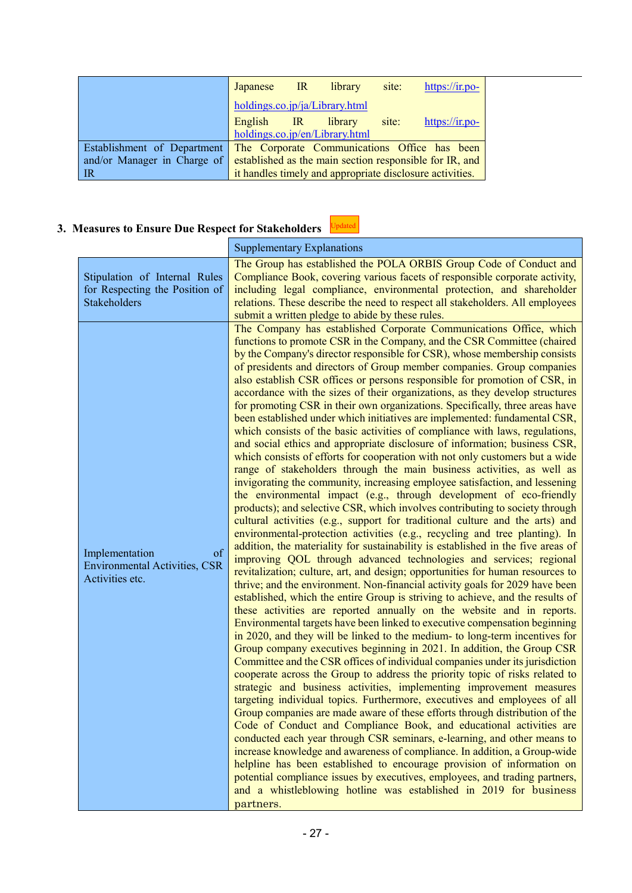| | |
|---|---|
| | Japanese IR library site: https://ir.po-holdings.co.jp/ja/Library.html<br>English IR library site: https://ir.po-holdings.co.jp/en/Library.html |
| Establishment of Department and/or Manager in Charge of IR | The Corporate Communications Office has been established as the main section responsible for IR, and it handles timely and appropriate disclosure activities. |

### 3. Measures to Ensure Due Respect for Stakeholders Updated

| | Supplementary Explanations |
|---|---|
| Stipulation of Internal Rules for Respecting the Position of Stakeholders | The Group has established the POLA ORBIS Group Code of Conduct and Compliance Book, covering various facets of responsible corporate activity, including legal compliance, environmental protection, and shareholder relations. These describe the need to respect all stakeholders. All employees submit a written pledge to abide by these rules. |
| Implementation of Environmental Activities, CSR Activities etc. | The Company has established Corporate Communications Office, which functions to promote CSR in the Company, and the CSR Committee (chaired by the Company's director responsible for CSR), whose membership consists of presidents and directors of Group member companies. Group companies also establish CSR offices or persons responsible for promotion of CSR, in accordance with the sizes of their organizations, as they develop structures for promoting CSR in their own organizations. Specifically, three areas have been established under which initiatives are implemented: fundamental CSR, which consists of the basic activities of compliance with laws, regulations, and social ethics and appropriate disclosure of information; business CSR, which consists of efforts for cooperation with not only customers but a wide range of stakeholders through the main business activities, as well as invigorating the community, increasing employee satisfaction, and lessening the environmental impact (e.g., through development of eco-friendly products); and selective CSR, which involves contributing to society through cultural activities (e.g., support for traditional culture and the arts) and environmental-protection activities (e.g., recycling and tree planting). In addition, the materiality for sustainability is established in the five areas of improving QOL through advanced technologies and services; regional revitalization; culture, art, and design; opportunities for human resources to thrive; and the environment. Non-financial activity goals for 2029 have been established, which the entire Group is striving to achieve, and the results of these activities are reported annually on the website and in reports. Environmental targets have been linked to executive compensation beginning in 2020, and they will be linked to the medium- to long-term incentives for Group company executives beginning in 2021. In addition, the Group CSR Committee and the CSR offices of individual companies under its jurisdiction cooperate across the Group to address the priority topic of risks related to strategic and business activities, implementing improvement measures targeting individual topics. Furthermore, executives and employees of all Group companies are made aware of these efforts through distribution of the Code of Conduct and Compliance Book, and educational activities are conducted each year through CSR seminars, e-learning, and other means to increase knowledge and awareness of compliance. In addition, a Group-wide helpline has been established to encourage provision of information on potential compliance issues by executives, employees, and trading partners, and a whistleblowing hotline was established in 2019 for business partners. |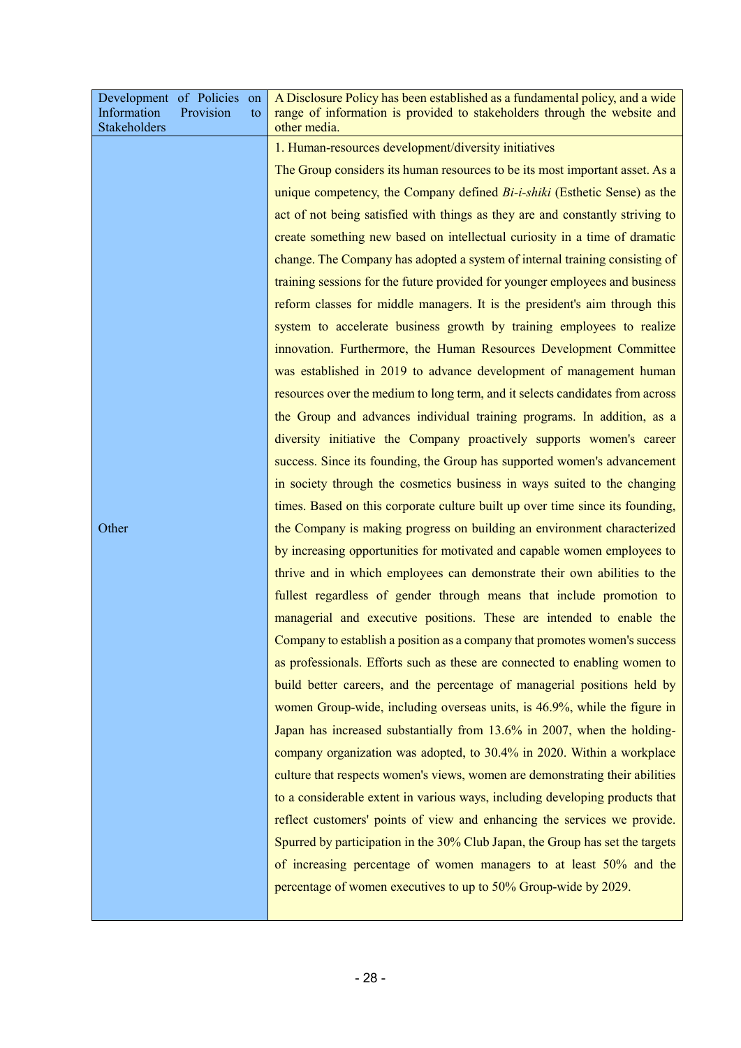| | |
|---|---|
| Development of Policies on Information Provision to Stakeholders | A Disclosure Policy has been established as a fundamental policy, and a wide range of information is provided to stakeholders through the website and other media. |
| Other | 1. Human-resources development/diversity initiatives<br>The Group considers its human resources to be its most important asset. As a unique competency, the Company defined *Bi-i-shiki* (Esthetic Sense) as the act of not being satisfied with things as they are and constantly striving to create something new based on intellectual curiosity in a time of dramatic change. The Company has adopted a system of internal training consisting of training sessions for the future provided for younger employees and business reform classes for middle managers. It is the president's aim through this system to accelerate business growth by training employees to realize innovation. Furthermore, the Human Resources Development Committee was established in 2019 to advance development of management human resources over the medium to long term, and it selects candidates from across the Group and advances individual training programs. In addition, as a diversity initiative the Company proactively supports women's career success. Since its founding, the Group has supported women's advancement in society through the cosmetics business in ways suited to the changing times. Based on this corporate culture built up over time since its founding, the Company is making progress on building an environment characterized by increasing opportunities for motivated and capable women employees to thrive and in which employees can demonstrate their own abilities to the fullest regardless of gender through means that include promotion to managerial and executive positions. These are intended to enable the Company to establish a position as a company that promotes women's success as professionals. Efforts such as these are connected to enabling women to build better careers, and the percentage of managerial positions held by women Group-wide, including overseas units, is 46.9%, while the figure in Japan has increased substantially from 13.6% in 2007, when the holding-company organization was adopted, to 30.4% in 2020. Within a workplace culture that respects women's views, women are demonstrating their abilities to a considerable extent in various ways, including developing products that reflect customers' points of view and enhancing the services we provide. Spurred by participation in the 30% Club Japan, the Group has set the targets of increasing percentage of women managers to at least 50% and the percentage of women executives to up to 50% Group-wide by 2029. |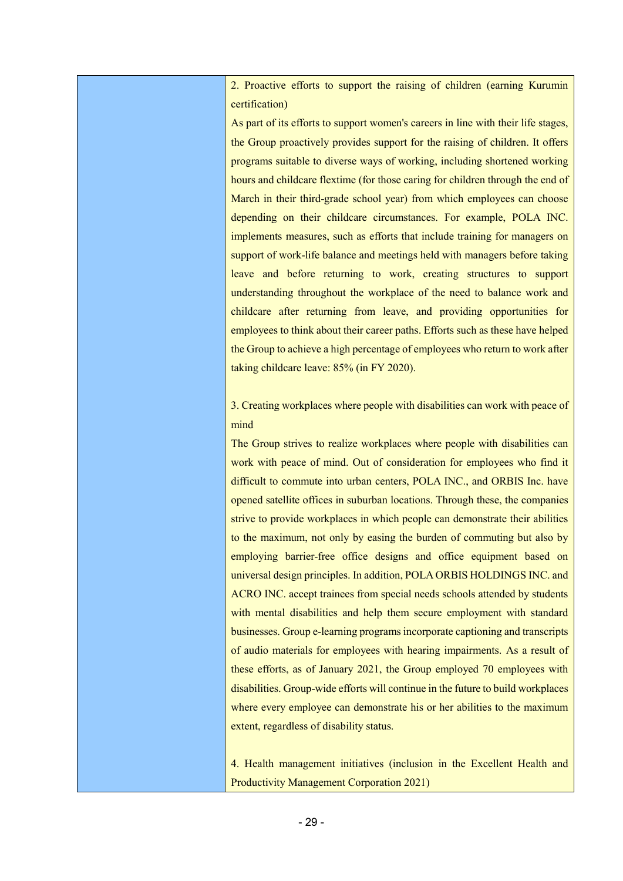| | |
|---|---|
| | 2. Proactive efforts to support the raising of children (earning Kurumin certification)<br>As part of its efforts to support women's careers in line with their life stages, the Group proactively provides support for the raising of children. It offers programs suitable to diverse ways of working, including shortened working hours and childcare flextime (for those caring for children through the end of March in their third-grade school year) from which employees can choose depending on their childcare circumstances. For example, POLA INC. implements measures, such as efforts that include training for managers on support of work-life balance and meetings held with managers before taking leave and before returning to work, creating structures to support understanding throughout the workplace of the need to balance work and childcare after returning from leave, and providing opportunities for employees to think about their career paths. Efforts such as these have helped the Group to achieve a high percentage of employees who return to work after taking childcare leave: 85% (in FY 2020).<br><br>3. Creating workplaces where people with disabilities can work with peace of mind<br>The Group strives to realize workplaces where people with disabilities can work with peace of mind. Out of consideration for employees who find it difficult to commute into urban centers, POLA INC., and ORBIS Inc. have opened satellite offices in suburban locations. Through these, the companies strive to provide workplaces in which people can demonstrate their abilities to the maximum, not only by easing the burden of commuting but also by employing barrier-free office designs and office equipment based on universal design principles. In addition, POLA ORBIS HOLDINGS INC. and ACRO INC. accept trainees from special needs schools attended by students with mental disabilities and help them secure employment with standard businesses. Group e-learning programs incorporate captioning and transcripts of audio materials for employees with hearing impairments. As a result of these efforts, as of January 2021, the Group employed 70 employees with disabilities. Group-wide efforts will continue in the future to build workplaces where every employee can demonstrate his or her abilities to the maximum extent, regardless of disability status.<br><br>4. Health management initiatives (inclusion in the Excellent Health and Productivity Management Corporation 2021) |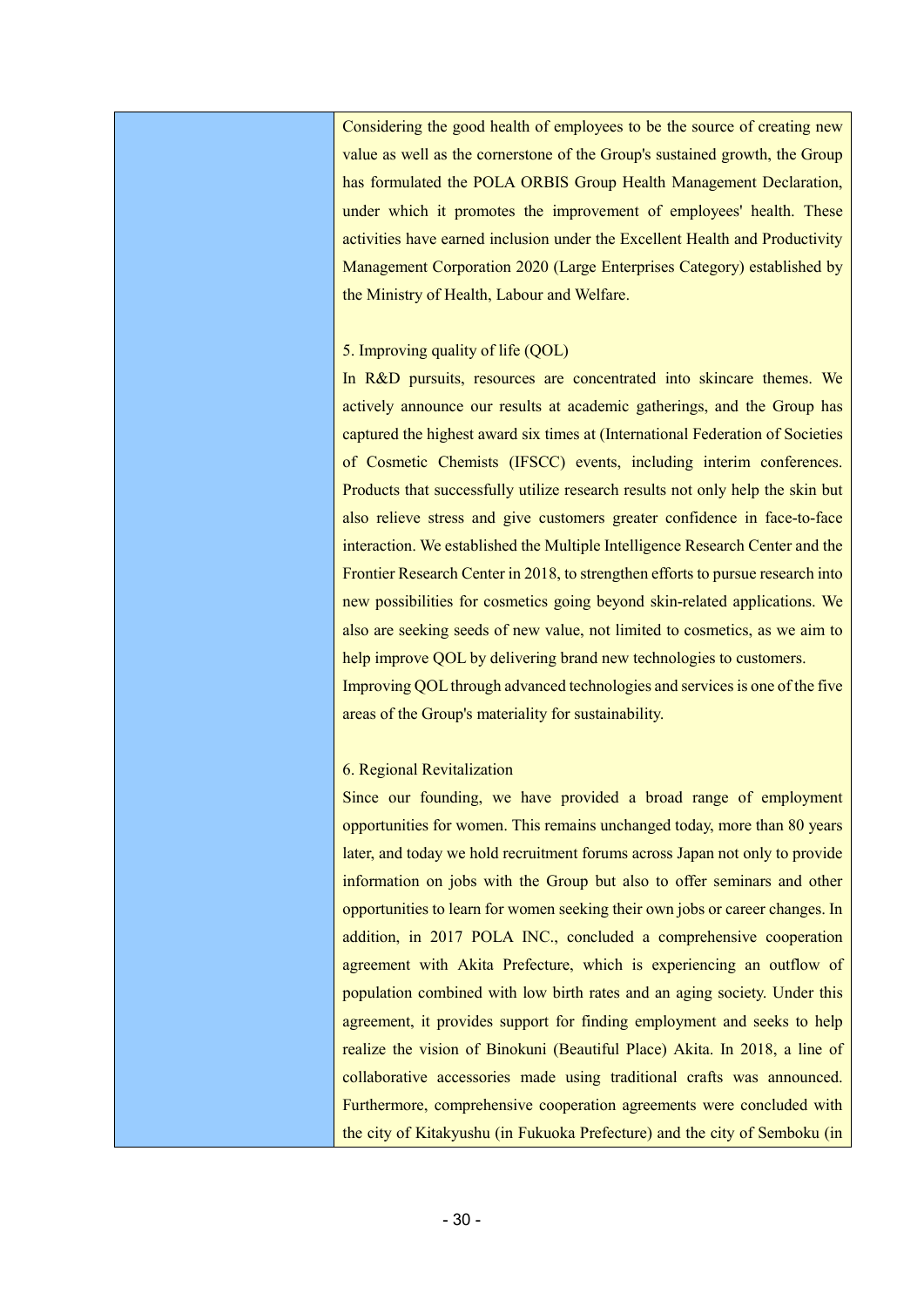| | Considering the good health of employees to be the source of creating new value as well as the cornerstone of the Group's sustained growth, the Group has formulated the POLA ORBIS Group Health Management Declaration, under which it promotes the improvement of employees' health. These activities have earned inclusion under the Excellent Health and Productivity Management Corporation 2020 (Large Enterprises Category) established by the Ministry of Health, Labour and Welfare.<br><br>5. Improving quality of life (QOL)<br>In R&D pursuits, resources are concentrated into skincare themes. We actively announce our results at academic gatherings, and the Group has captured the highest award six times at (International Federation of Societies of Cosmetic Chemists (IFSCC) events, including interim conferences. Products that successfully utilize research results not only help the skin but also relieve stress and give customers greater confidence in face-to-face interaction. We established the Multiple Intelligence Research Center and the Frontier Research Center in 2018, to strengthen efforts to pursue research into new possibilities for cosmetics going beyond skin-related applications. We also are seeking seeds of new value, not limited to cosmetics, as we aim to help improve QOL by delivering brand new technologies to customers.<br>Improving QOL through advanced technologies and services is one of the five areas of the Group's materiality for sustainability.<br><br>6. Regional Revitalization<br>Since our founding, we have provided a broad range of employment opportunities for women. This remains unchanged today, more than 80 years later, and today we hold recruitment forums across Japan not only to provide information on jobs with the Group but also to offer seminars and other opportunities to learn for women seeking their own jobs or career changes. In addition, in 2017 POLA INC., concluded a comprehensive cooperation agreement with Akita Prefecture, which is experiencing an outflow of population combined with low birth rates and an aging society. Under this agreement, it provides support for finding employment and seeks to help realize the vision of Binokuni (Beautiful Place) Akita. In 2018, a line of collaborative accessories made using traditional crafts was announced. Furthermore, comprehensive cooperation agreements were concluded with the city of Kitakyushu (in Fukuoka Prefecture) and the city of Semboku (in |
|---|---|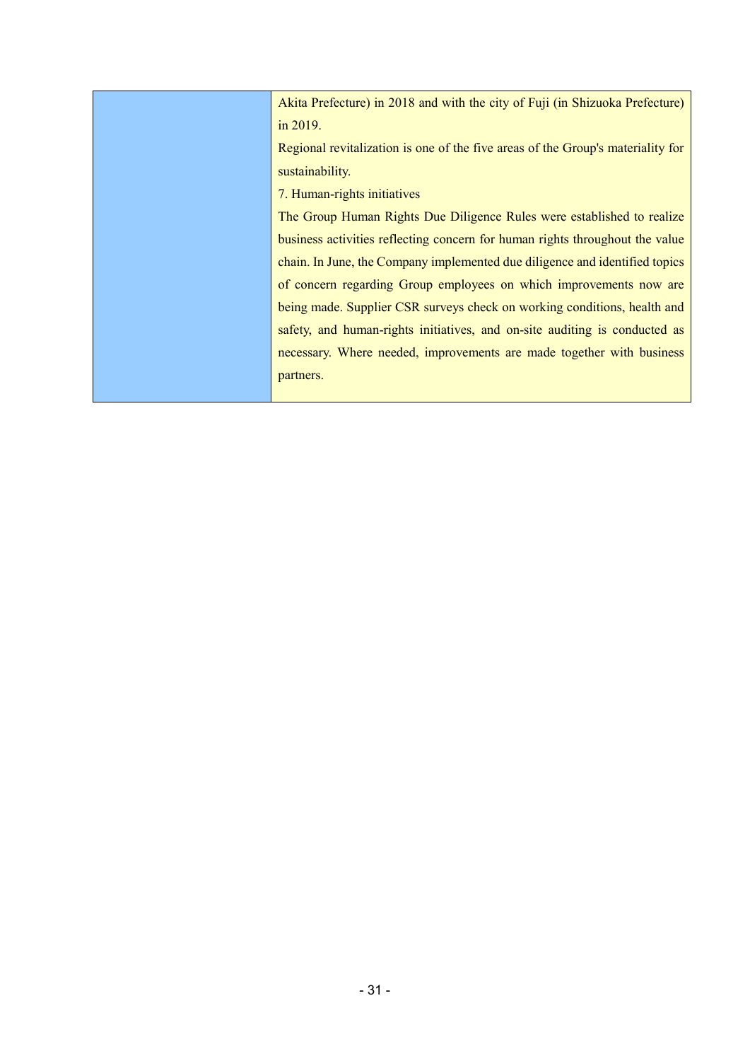| | |
|---|---|
| | Akita Prefecture) in 2018 and with the city of Fuji (in Shizuoka Prefecture) in 2019.<br>Regional revitalization is one of the five areas of the Group's materiality for sustainability.<br>7. Human-rights initiatives<br>The Group Human Rights Due Diligence Rules were established to realize business activities reflecting concern for human rights throughout the value chain. In June, the Company implemented due diligence and identified topics of concern regarding Group employees on which improvements now are being made. Supplier CSR surveys check on working conditions, health and safety, and human-rights initiatives, and on-site auditing is conducted as necessary. Where needed, improvements are made together with business partners. |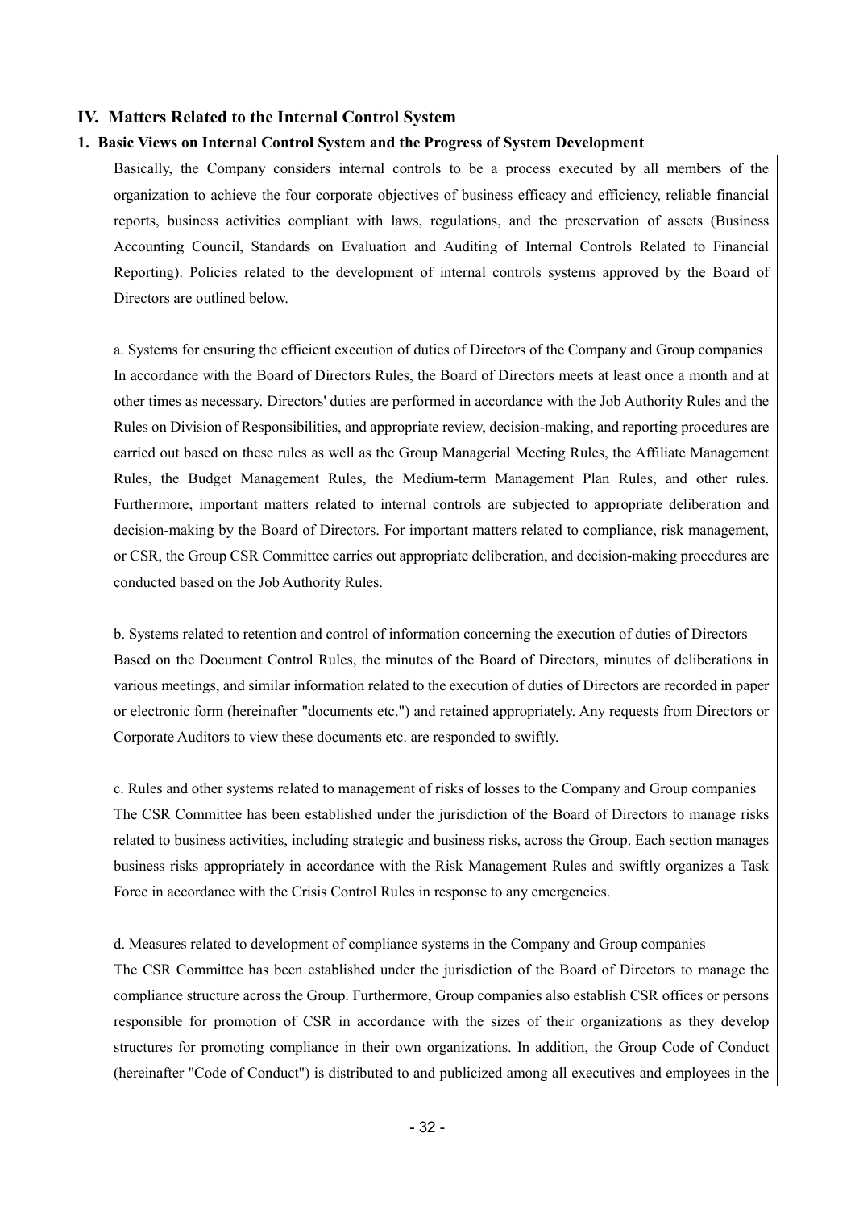## IV. Matters Related to the Internal Control System

### 1. Basic Views on Internal Control System and the Progress of System Development

Basically, the Company considers internal controls to be a process executed by all members of the organization to achieve the four corporate objectives of business efficacy and efficiency, reliable financial reports, business activities compliant with laws, regulations, and the preservation of assets (Business Accounting Council, Standards on Evaluation and Auditing of Internal Controls Related to Financial Reporting). Policies related to the development of internal controls systems approved by the Board of Directors are outlined below.

a. Systems for ensuring the efficient execution of duties of Directors of the Company and Group companies
In accordance with the Board of Directors Rules, the Board of Directors meets at least once a month and at other times as necessary. Directors' duties are performed in accordance with the Job Authority Rules and the Rules on Division of Responsibilities, and appropriate review, decision-making, and reporting procedures are carried out based on these rules as well as the Group Managerial Meeting Rules, the Affiliate Management Rules, the Budget Management Rules, the Medium-term Management Plan Rules, and other rules. Furthermore, important matters related to internal controls are subjected to appropriate deliberation and decision-making by the Board of Directors. For important matters related to compliance, risk management, or CSR, the Group CSR Committee carries out appropriate deliberation, and decision-making procedures are conducted based on the Job Authority Rules.

b. Systems related to retention and control of information concerning the execution of duties of Directors
Based on the Document Control Rules, the minutes of the Board of Directors, minutes of deliberations in various meetings, and similar information related to the execution of duties of Directors are recorded in paper or electronic form (hereinafter "documents etc.") and retained appropriately. Any requests from Directors or Corporate Auditors to view these documents etc. are responded to swiftly.

c. Rules and other systems related to management of risks of losses to the Company and Group companies
The CSR Committee has been established under the jurisdiction of the Board of Directors to manage risks related to business activities, including strategic and business risks, across the Group. Each section manages business risks appropriately in accordance with the Risk Management Rules and swiftly organizes a Task Force in accordance with the Crisis Control Rules in response to any emergencies.

d. Measures related to development of compliance systems in the Company and Group companies
The CSR Committee has been established under the jurisdiction of the Board of Directors to manage the compliance structure across the Group. Furthermore, Group companies also establish CSR offices or persons responsible for promotion of CSR in accordance with the sizes of their organizations as they develop structures for promoting compliance in their own organizations. In addition, the Group Code of Conduct (hereinafter "Code of Conduct") is distributed to and publicized among all executives and employees in the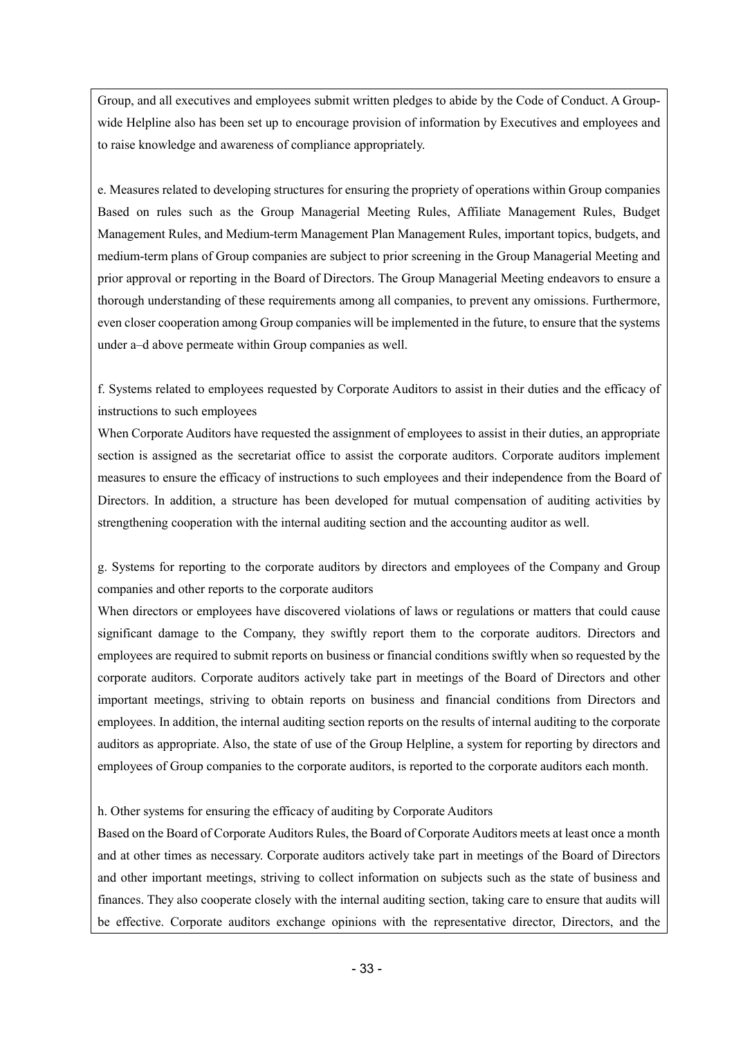Group, and all executives and employees submit written pledges to abide by the Code of Conduct. A Group-wide Helpline also has been set up to encourage provision of information by Executives and employees and to raise knowledge and awareness of compliance appropriately.

e. Measures related to developing structures for ensuring the propriety of operations within Group companies
Based on rules such as the Group Managerial Meeting Rules, Affiliate Management Rules, Budget Management Rules, and Medium-term Management Plan Management Rules, important topics, budgets, and medium-term plans of Group companies are subject to prior screening in the Group Managerial Meeting and prior approval or reporting in the Board of Directors. The Group Managerial Meeting endeavors to ensure a thorough understanding of these requirements among all companies, to prevent any omissions. Furthermore, even closer cooperation among Group companies will be implemented in the future, to ensure that the systems under a–d above permeate within Group companies as well.

f. Systems related to employees requested by Corporate Auditors to assist in their duties and the efficacy of instructions to such employees
When Corporate Auditors have requested the assignment of employees to assist in their duties, an appropriate section is assigned as the secretariat office to assist the corporate auditors. Corporate auditors implement measures to ensure the efficacy of instructions to such employees and their independence from the Board of Directors. In addition, a structure has been developed for mutual compensation of auditing activities by strengthening cooperation with the internal auditing section and the accounting auditor as well.

g. Systems for reporting to the corporate auditors by directors and employees of the Company and Group companies and other reports to the corporate auditors
When directors or employees have discovered violations of laws or regulations or matters that could cause significant damage to the Company, they swiftly report them to the corporate auditors. Directors and employees are required to submit reports on business or financial conditions swiftly when so requested by the corporate auditors. Corporate auditors actively take part in meetings of the Board of Directors and other important meetings, striving to obtain reports on business and financial conditions from Directors and employees. In addition, the internal auditing section reports on the results of internal auditing to the corporate auditors as appropriate. Also, the state of use of the Group Helpline, a system for reporting by directors and employees of Group companies to the corporate auditors, is reported to the corporate auditors each month.

h. Other systems for ensuring the efficacy of auditing by Corporate Auditors
Based on the Board of Corporate Auditors Rules, the Board of Corporate Auditors meets at least once a month and at other times as necessary. Corporate auditors actively take part in meetings of the Board of Directors and other important meetings, striving to collect information on subjects such as the state of business and finances. They also cooperate closely with the internal auditing section, taking care to ensure that audits will be effective. Corporate auditors exchange opinions with the representative director, Directors, and the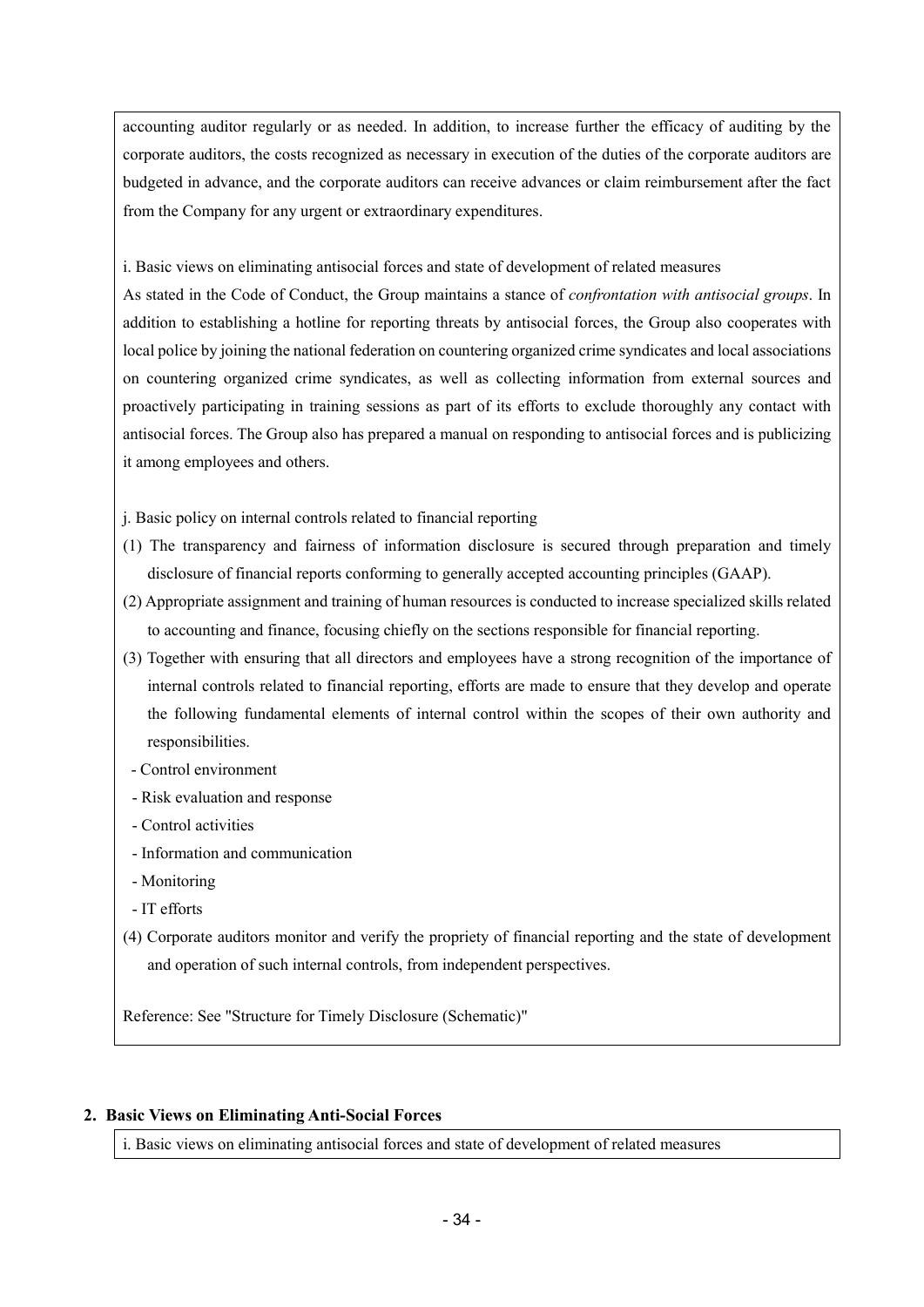accounting auditor regularly or as needed. In addition, to increase further the efficacy of auditing by the corporate auditors, the costs recognized as necessary in execution of the duties of the corporate auditors are budgeted in advance, and the corporate auditors can receive advances or claim reimbursement after the fact from the Company for any urgent or extraordinary expenditures.

i. Basic views on eliminating antisocial forces and state of development of related measures

As stated in the Code of Conduct, the Group maintains a stance of *confrontation with antisocial groups*. In addition to establishing a hotline for reporting threats by antisocial forces, the Group also cooperates with local police by joining the national federation on countering organized crime syndicates and local associations on countering organized crime syndicates, as well as collecting information from external sources and proactively participating in training sessions as part of its efforts to exclude thoroughly any contact with antisocial forces. The Group also has prepared a manual on responding to antisocial forces and is publicizing it among employees and others.

j. Basic policy on internal controls related to financial reporting

(1) The transparency and fairness of information disclosure is secured through preparation and timely disclosure of financial reports conforming to generally accepted accounting principles (GAAP).

(2) Appropriate assignment and training of human resources is conducted to increase specialized skills related to accounting and finance, focusing chiefly on the sections responsible for financial reporting.

(3) Together with ensuring that all directors and employees have a strong recognition of the importance of internal controls related to financial reporting, efforts are made to ensure that they develop and operate the following fundamental elements of internal control within the scopes of their own authority and responsibilities.

- Control environment
- Risk evaluation and response
- Control activities
- Information and communication
- Monitoring
- IT efforts

(4) Corporate auditors monitor and verify the propriety of financial reporting and the state of development and operation of such internal controls, from independent perspectives.

Reference: See "Structure for Timely Disclosure (Schematic)"

## 2. Basic Views on Eliminating Anti-Social Forces

i. Basic views on eliminating antisocial forces and state of development of related measures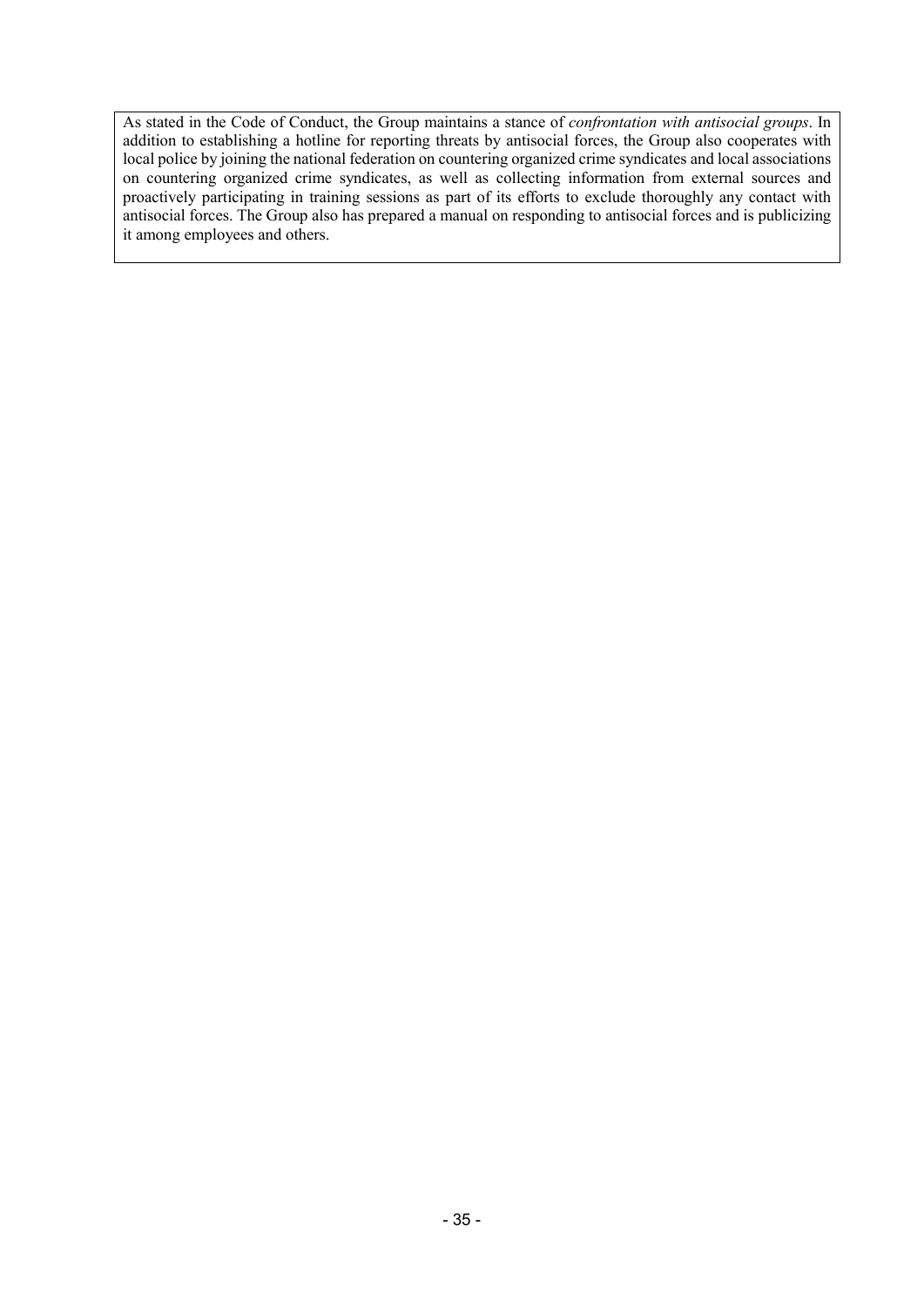As stated in the Code of Conduct, the Group maintains a stance of *confrontation with antisocial groups*. In addition to establishing a hotline for reporting threats by antisocial forces, the Group also cooperates with local police by joining the national federation on countering organized crime syndicates and local associations on countering organized crime syndicates, as well as collecting information from external sources and proactively participating in training sessions as part of its efforts to exclude thoroughly any contact with antisocial forces. The Group also has prepared a manual on responding to antisocial forces and is publicizing it among employees and others.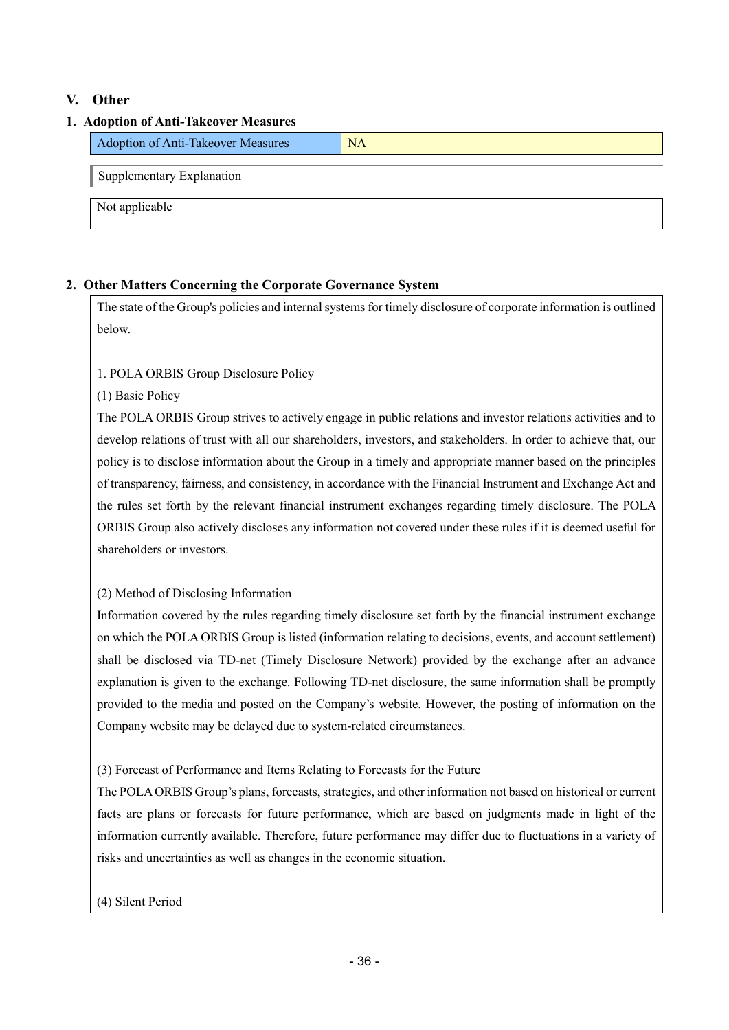## V. Other

### 1. Adoption of Anti-Takeover Measures

| Adoption of Anti-Takeover Measures | NA |
| --- | --- |

Supplementary Explanation

Not applicable

### 2. Other Matters Concerning the Corporate Governance System

The state of the Group's policies and internal systems for timely disclosure of corporate information is outlined below.

1. POLA ORBIS Group Disclosure Policy

(1) Basic Policy

The POLA ORBIS Group strives to actively engage in public relations and investor relations activities and to develop relations of trust with all our shareholders, investors, and stakeholders. In order to achieve that, our policy is to disclose information about the Group in a timely and appropriate manner based on the principles of transparency, fairness, and consistency, in accordance with the Financial Instrument and Exchange Act and the rules set forth by the relevant financial instrument exchanges regarding timely disclosure. The POLA ORBIS Group also actively discloses any information not covered under these rules if it is deemed useful for shareholders or investors.

(2) Method of Disclosing Information

Information covered by the rules regarding timely disclosure set forth by the financial instrument exchange on which the POLA ORBIS Group is listed (information relating to decisions, events, and account settlement) shall be disclosed via TD-net (Timely Disclosure Network) provided by the exchange after an advance explanation is given to the exchange. Following TD-net disclosure, the same information shall be promptly provided to the media and posted on the Company's website. However, the posting of information on the Company website may be delayed due to system-related circumstances.

(3) Forecast of Performance and Items Relating to Forecasts for the Future

The POLA ORBIS Group's plans, forecasts, strategies, and other information not based on historical or current facts are plans or forecasts for future performance, which are based on judgments made in light of the information currently available. Therefore, future performance may differ due to fluctuations in a variety of risks and uncertainties as well as changes in the economic situation.

(4) Silent Period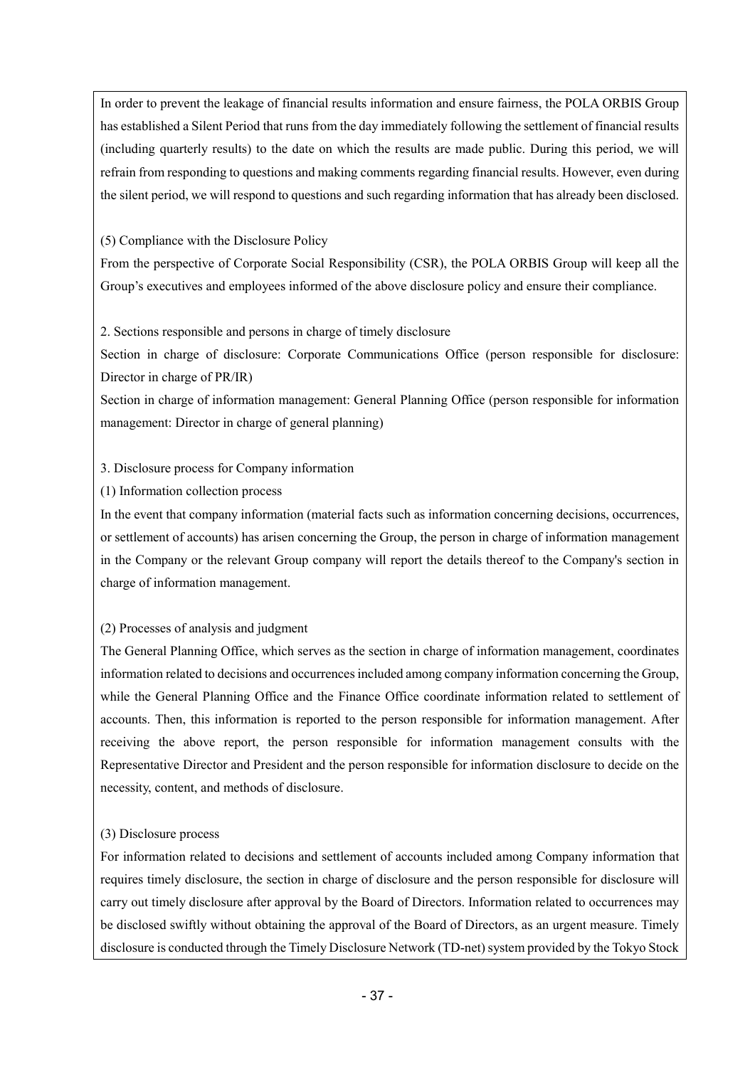In order to prevent the leakage of financial results information and ensure fairness, the POLA ORBIS Group has established a Silent Period that runs from the day immediately following the settlement of financial results (including quarterly results) to the date on which the results are made public. During this period, we will refrain from responding to questions and making comments regarding financial results. However, even during the silent period, we will respond to questions and such regarding information that has already been disclosed.

(5) Compliance with the Disclosure Policy

From the perspective of Corporate Social Responsibility (CSR), the POLA ORBIS Group will keep all the Group's executives and employees informed of the above disclosure policy and ensure their compliance.

2. Sections responsible and persons in charge of timely disclosure

Section in charge of disclosure: Corporate Communications Office (person responsible for disclosure: Director in charge of PR/IR)

Section in charge of information management: General Planning Office (person responsible for information management: Director in charge of general planning)

3. Disclosure process for Company information

(1) Information collection process

In the event that company information (material facts such as information concerning decisions, occurrences, or settlement of accounts) has arisen concerning the Group, the person in charge of information management in the Company or the relevant Group company will report the details thereof to the Company's section in charge of information management.

(2) Processes of analysis and judgment

The General Planning Office, which serves as the section in charge of information management, coordinates information related to decisions and occurrences included among company information concerning the Group, while the General Planning Office and the Finance Office coordinate information related to settlement of accounts. Then, this information is reported to the person responsible for information management. After receiving the above report, the person responsible for information management consults with the Representative Director and President and the person responsible for information disclosure to decide on the necessity, content, and methods of disclosure.

(3) Disclosure process

For information related to decisions and settlement of accounts included among Company information that requires timely disclosure, the section in charge of disclosure and the person responsible for disclosure will carry out timely disclosure after approval by the Board of Directors. Information related to occurrences may be disclosed swiftly without obtaining the approval of the Board of Directors, as an urgent measure. Timely disclosure is conducted through the Timely Disclosure Network (TD-net) system provided by the Tokyo Stock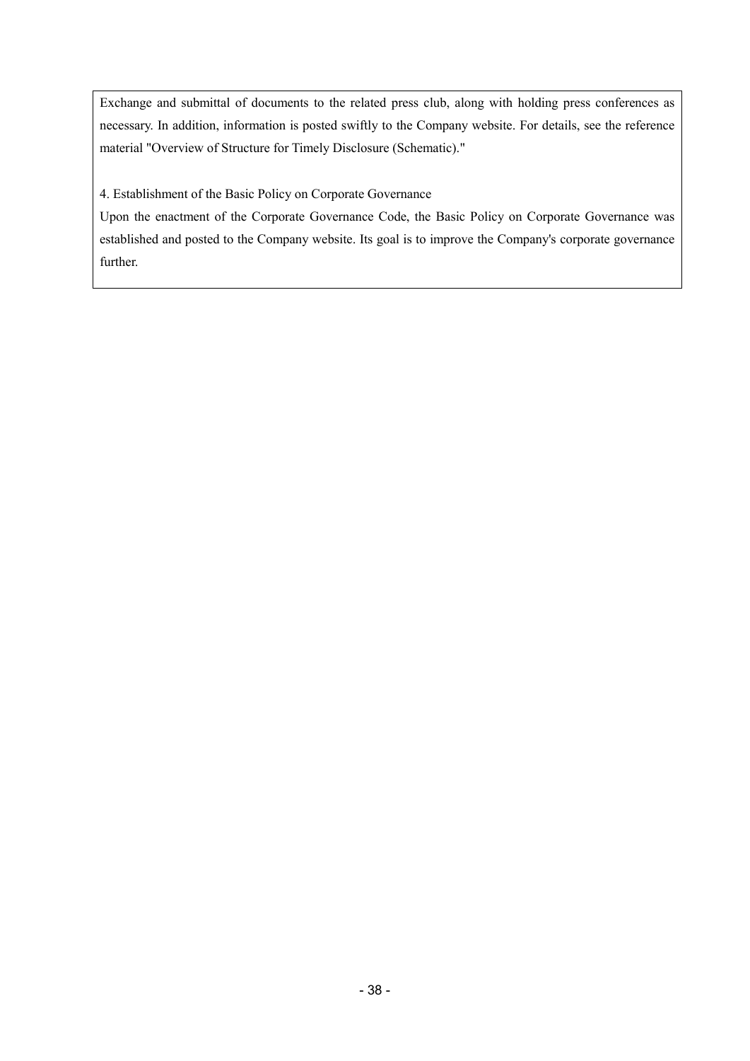Exchange and submittal of documents to the related press club, along with holding press conferences as necessary. In addition, information is posted swiftly to the Company website. For details, see the reference material "Overview of Structure for Timely Disclosure (Schematic)."

4. Establishment of the Basic Policy on Corporate Governance

Upon the enactment of the Corporate Governance Code, the Basic Policy on Corporate Governance was established and posted to the Company website. Its goal is to improve the Company's corporate governance further.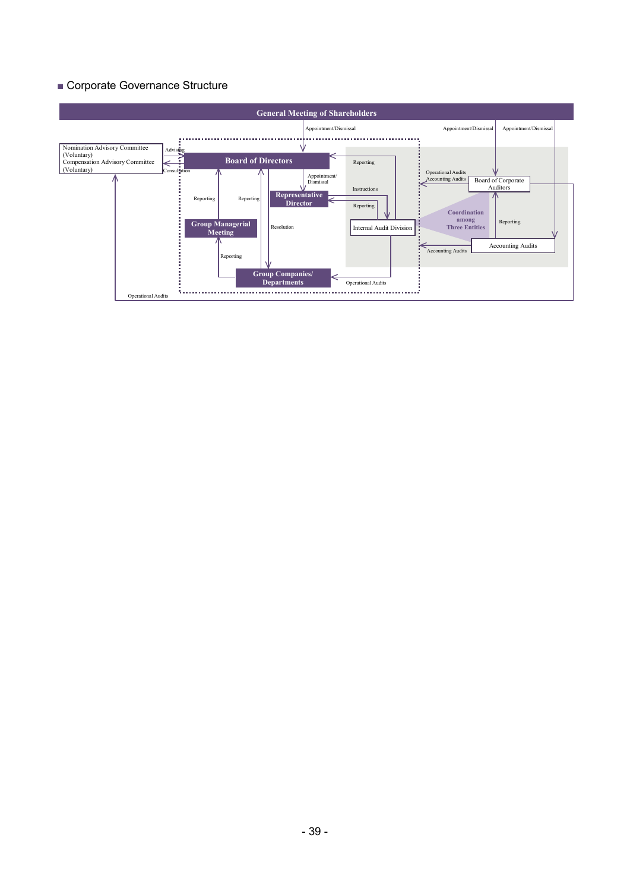■ Corporate Governance Structure

General Meeting of Shareholders

Appointment/Dismissal

Appointment/Dismissal

Appointment/Dismissal

Nomination Advisory Committee (Voluntary)
Compensation Advisory Committee (Voluntary)

Advising

Consultation

Board of Directors

Reporting

Appointment/ Dismissal

Operational Audits
Accounting Audits

Board of Corporate Auditors

Reporting

Reporting

Representative Director

Instructions

Reporting

Coordination among Three Entities

Reporting

Group Managerial Meeting

Resolution

Internal Audit Division

Accounting Audits

Accounting Audits

Reporting

Group Companies/ Departments

Operational Audits

Operational Audits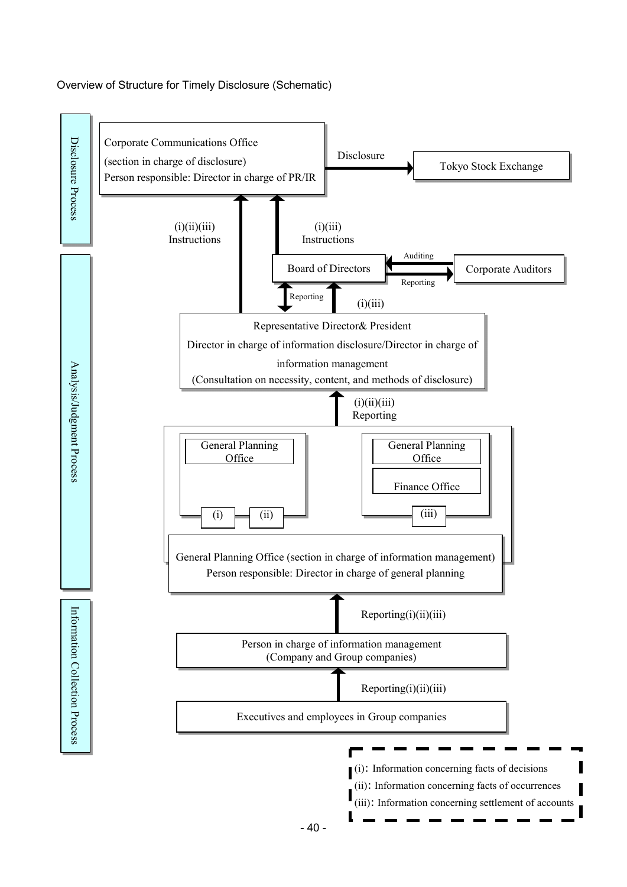Overview of Structure for Timely Disclosure (Schematic)

Disclosure Process

Corporate Communications Office
(section in charge of disclosure)
Person responsible: Director in charge of PR/IR

Disclosure

Tokyo Stock Exchange

(i)(ii)(iii)
Instructions

(i)(iii)
Instructions

Analysis/Judgment Process

Board of Directors

Auditing

Reporting

Corporate Auditors

Reporting

(i)(iii)

Representative Director& President
Director in charge of information disclosure/Director in charge of information management
(Consultation on necessity, content, and methods of disclosure)

(i)(ii)(iii)
Reporting

General Planning Office

(i) (ii)

General Planning Office

Finance Office

(iii)

General Planning Office (section in charge of information management)
Person responsible: Director in charge of general planning

Information Collection Process

Reporting(i)(ii)(iii)

Person in charge of information management
(Company and Group companies)

Reporting(i)(ii)(iii)

Executives and employees in Group companies

(i): Information concerning facts of decisions
(ii): Information concerning facts of occurrences
(iii): Information concerning settlement of accounts